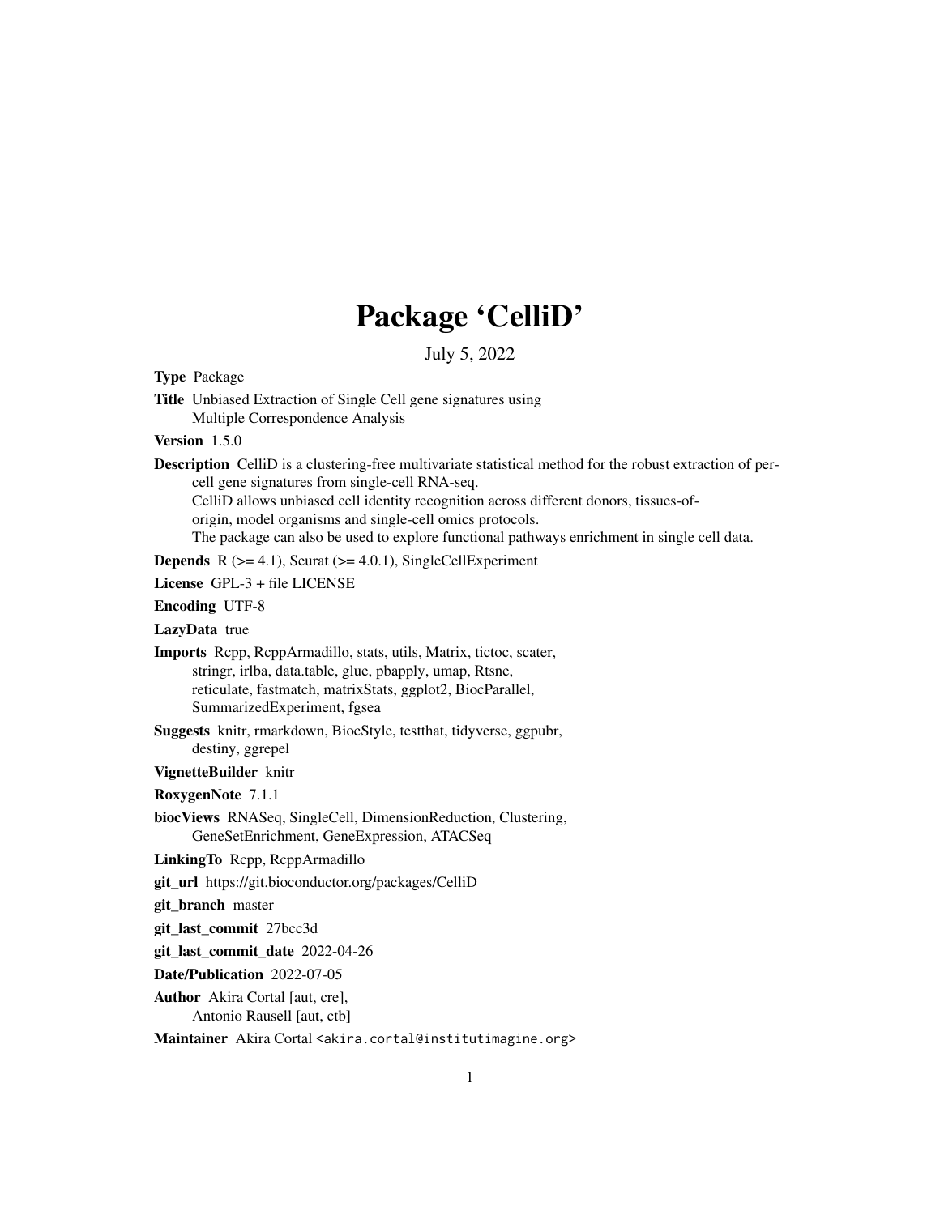# Package 'CelliD'

July 5, 2022

**Type** Package

**Title** Unbiased Extraction of Single Cell gene signatures using Multiple Correspondence Analysis

**Version** 1.5.0

**Description** CelliD is a clustering-free multivariate statistical method for the robust extraction of per-cell gene signatures from single-cell RNA-seq.
CelliD allows unbiased cell identity recognition across different donors, tissues-of-origin, model organisms and single-cell omics protocols.
The package can also be used to explore functional pathways enrichment in single cell data.

**Depends** R (>= 4.1), Seurat (>= 4.0.1), SingleCellExperiment

**License** GPL-3 + file LICENSE

**Encoding** UTF-8

**LazyData** true

**Imports** Rcpp, RcppArmadillo, stats, utils, Matrix, tictoc, scater, stringr, irlba, data.table, glue, pbapply, umap, Rtsne, reticulate, fastmatch, matrixStats, ggplot2, BiocParallel, SummarizedExperiment, fgsea

**Suggests** knitr, rmarkdown, BiocStyle, testthat, tidyverse, ggpubr, destiny, ggrepel

**VignetteBuilder** knitr

**RoxygenNote** 7.1.1

**biocViews** RNASeq, SingleCell, DimensionReduction, Clustering, GeneSetEnrichment, GeneExpression, ATACSeq

**LinkingTo** Rcpp, RcppArmadillo

**git_url** https://git.bioconductor.org/packages/CelliD

**git_branch** master

**git_last_commit** 27bcc3d

**git_last_commit_date** 2022-04-26

**Date/Publication** 2022-07-05

**Author** Akira Cortal [aut, cre],
Antonio Rausell [aut, ctb]

**Maintainer** Akira Cortal <akira.cortal@institutimagine.org>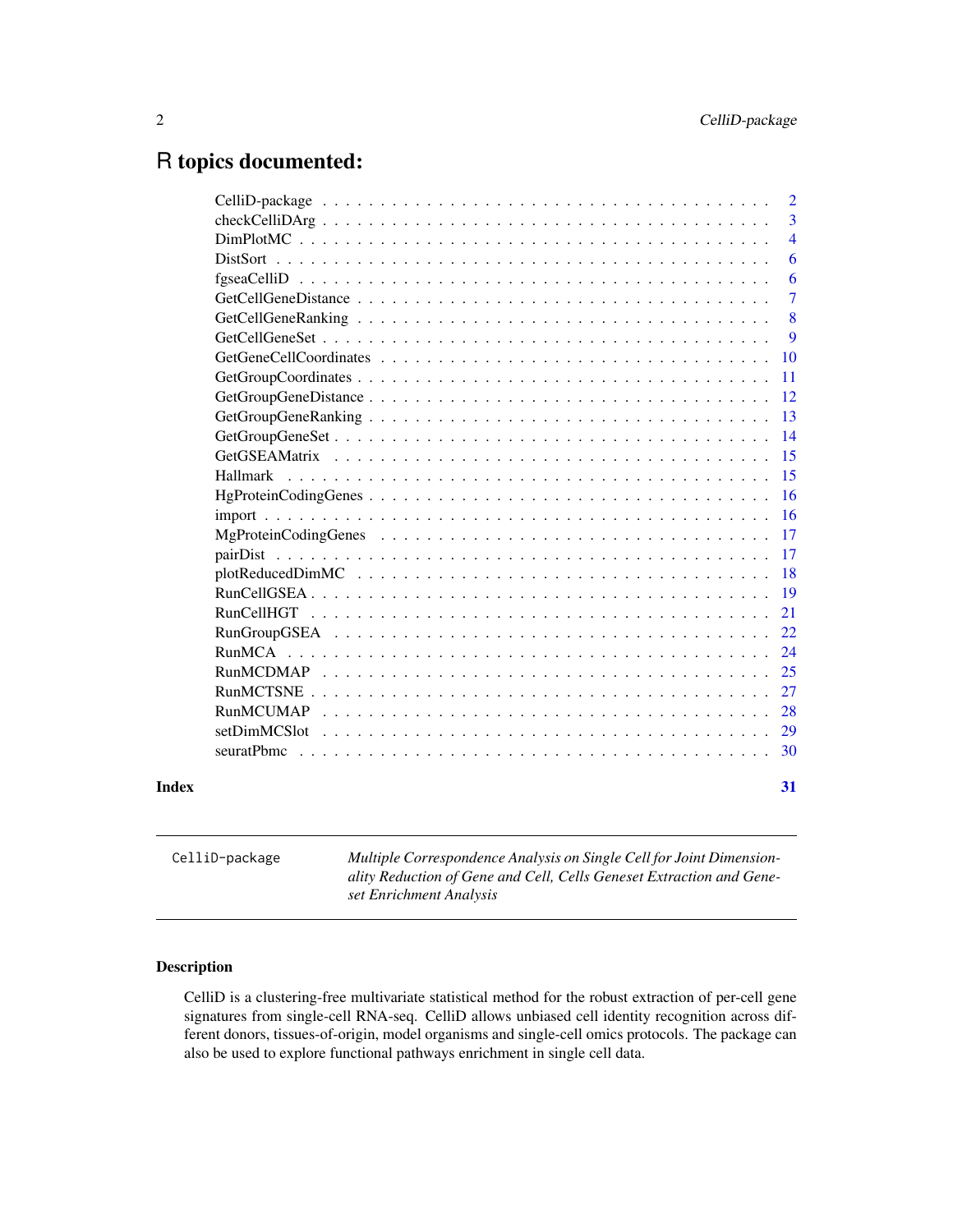# R topics documented:

| | |
|---|---|
| CelliD-package | 2 |
| checkCelliDArg | 3 |
| DimPlotMC | 4 |
| DistSort | 6 |
| fgseaCelliD | 6 |
| GetCellGeneDistance | 7 |
| GetCellGeneRanking | 8 |
| GetCellGeneSet | 9 |
| GetGeneCellCoordinates | 10 |
| GetGroupCoordinates | 11 |
| GetGroupGeneDistance | 12 |
| GetGroupGeneRanking | 13 |
| GetGroupGeneSet | 14 |
| GetGSEAMatrix | 15 |
| Hallmark | 15 |
| HgProteinCodingGenes | 16 |
| import | 16 |
| MgProteinCodingGenes | 17 |
| pairDist | 17 |
| plotReducedDimMC | 18 |
| RunCellGSEA | 19 |
| RunCellHGT | 21 |
| RunGroupGSEA | 22 |
| RunMCA | 24 |
| RunMCDMAP | 25 |
| RunMCTSNE | 27 |
| RunMCUMAP | 28 |
| setDimMCSlot | 29 |
| seuratPbmc | 30 |
| **Index** | **31** |

---

`CelliD-package` *Multiple Correspondence Analysis on Single Cell for Joint Dimensionality Reduction of Gene and Cell, Cells Geneset Extraction and Geneset Enrichment Analysis*

---

## Description

CelliD is a clustering-free multivariate statistical method for the robust extraction of per-cell gene signatures from single-cell RNA-seq. CelliD allows unbiased cell identity recognition across different donors, tissues-of-origin, model organisms and single-cell omics protocols. The package can also be used to explore functional pathways enrichment in single cell data.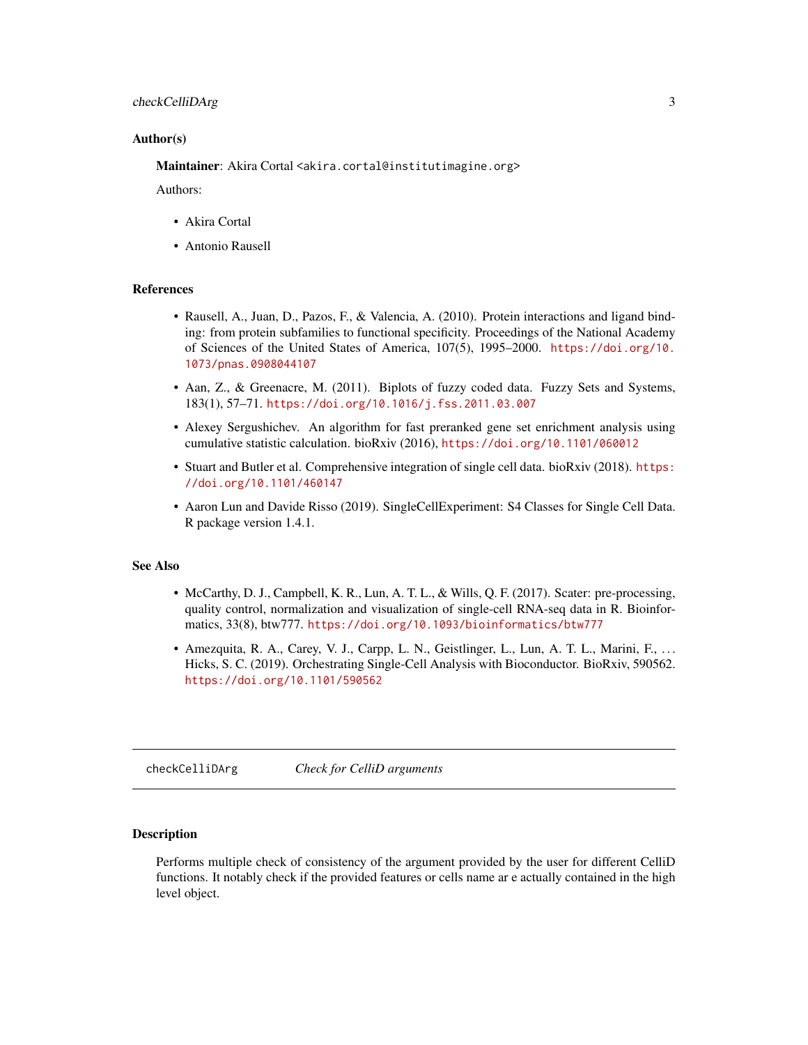### Author(s)

**Maintainer**: Akira Cortal <akira.cortal@institutimagine.org>

Authors:

- Akira Cortal
- Antonio Rausell

### References

- Rausell, A., Juan, D., Pazos, F., & Valencia, A. (2010). Protein interactions and ligand binding: from protein subfamilies to functional specificity. Proceedings of the National Academy of Sciences of the United States of America, 107(5), 1995–2000. https://doi.org/10.1073/pnas.0908044107
- Aan, Z., & Greenacre, M. (2011). Biplots of fuzzy coded data. Fuzzy Sets and Systems, 183(1), 57–71. https://doi.org/10.1016/j.fss.2011.03.007
- Alexey Sergushichev. An algorithm for fast preranked gene set enrichment analysis using cumulative statistic calculation. bioRxiv (2016), https://doi.org/10.1101/060012
- Stuart and Butler et al. Comprehensive integration of single cell data. bioRxiv (2018). https://doi.org/10.1101/460147
- Aaron Lun and Davide Risso (2019). SingleCellExperiment: S4 Classes for Single Cell Data. R package version 1.4.1.

### See Also

- McCarthy, D. J., Campbell, K. R., Lun, A. T. L., & Wills, Q. F. (2017). Scater: pre-processing, quality control, normalization and visualization of single-cell RNA-seq data in R. Bioinformatics, 33(8), btw777. https://doi.org/10.1093/bioinformatics/btw777
- Amezquita, R. A., Carey, V. J., Carpp, L. N., Geistlinger, L., Lun, A. T. L., Marini, F., … Hicks, S. C. (2019). Orchestrating Single-Cell Analysis with Bioconductor. BioRxiv, 590562. https://doi.org/10.1101/590562

---

## checkCelliDArg *Check for CelliD arguments*

### Description

Performs multiple check of consistency of the argument provided by the user for different CelliD functions. It notably check if the provided features or cells name ar e actually contained in the high level object.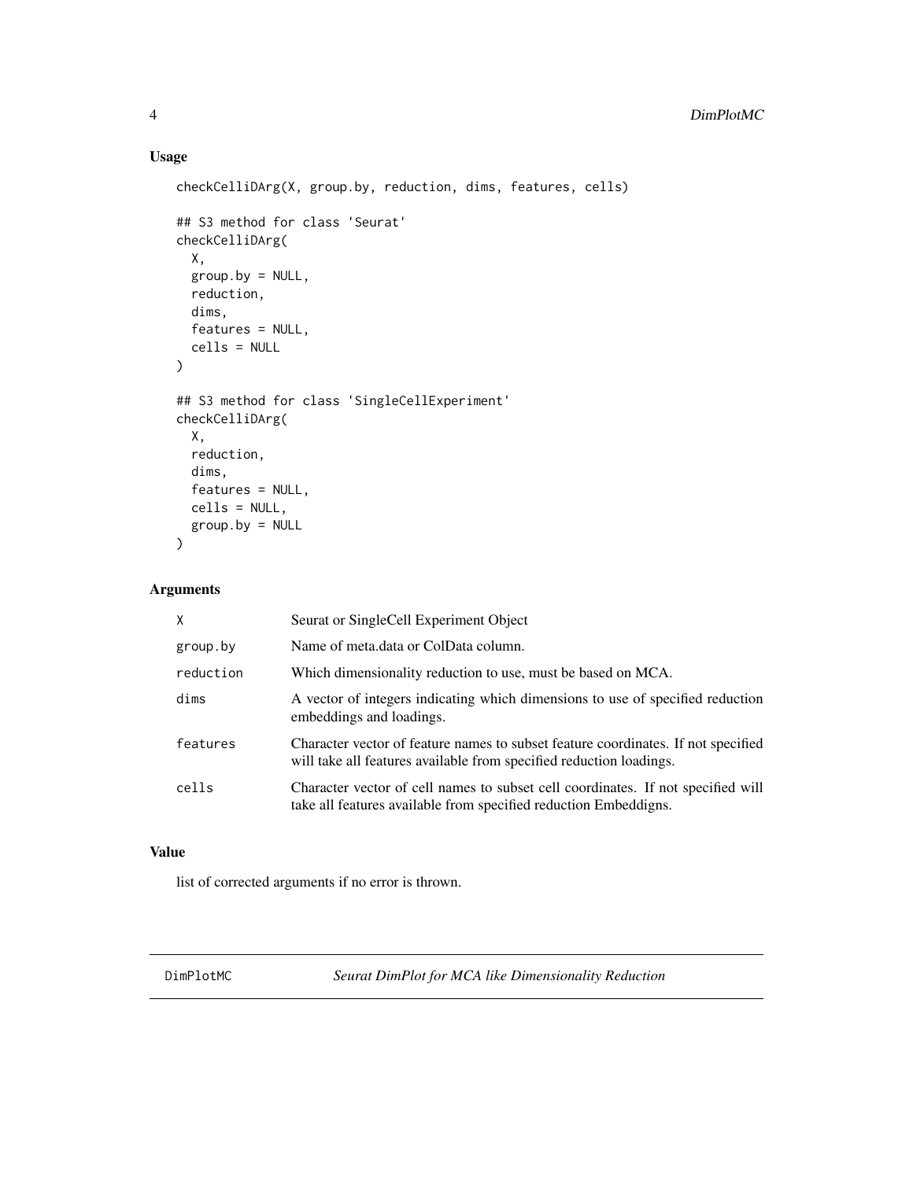## Usage

```
checkCelliDArg(X, group.by, reduction, dims, features, cells)

## S3 method for class 'Seurat'
checkCelliDArg(
  X,
  group.by = NULL,
  reduction,
  dims,
  features = NULL,
  cells = NULL
)

## S3 method for class 'SingleCellExperiment'
checkCelliDArg(
  X,
  reduction,
  dims,
  features = NULL,
  cells = NULL,
  group.by = NULL
)
```

## Arguments

| | |
|---|---|
| X | Seurat or SingleCell Experiment Object |
| group.by | Name of meta.data or ColData column. |
| reduction | Which dimensionality reduction to use, must be based on MCA. |
| dims | A vector of integers indicating which dimensions to use of specified reduction embeddings and loadings. |
| features | Character vector of feature names to subset feature coordinates. If not specified will take all features available from specified reduction loadings. |
| cells | Character vector of cell names to subset cell coordinates. If not specified will take all features available from specified reduction Embeddigns. |

## Value

list of corrected arguments if no error is thrown.

---

DimPlotMC *Seurat DimPlot for MCA like Dimensionality Reduction*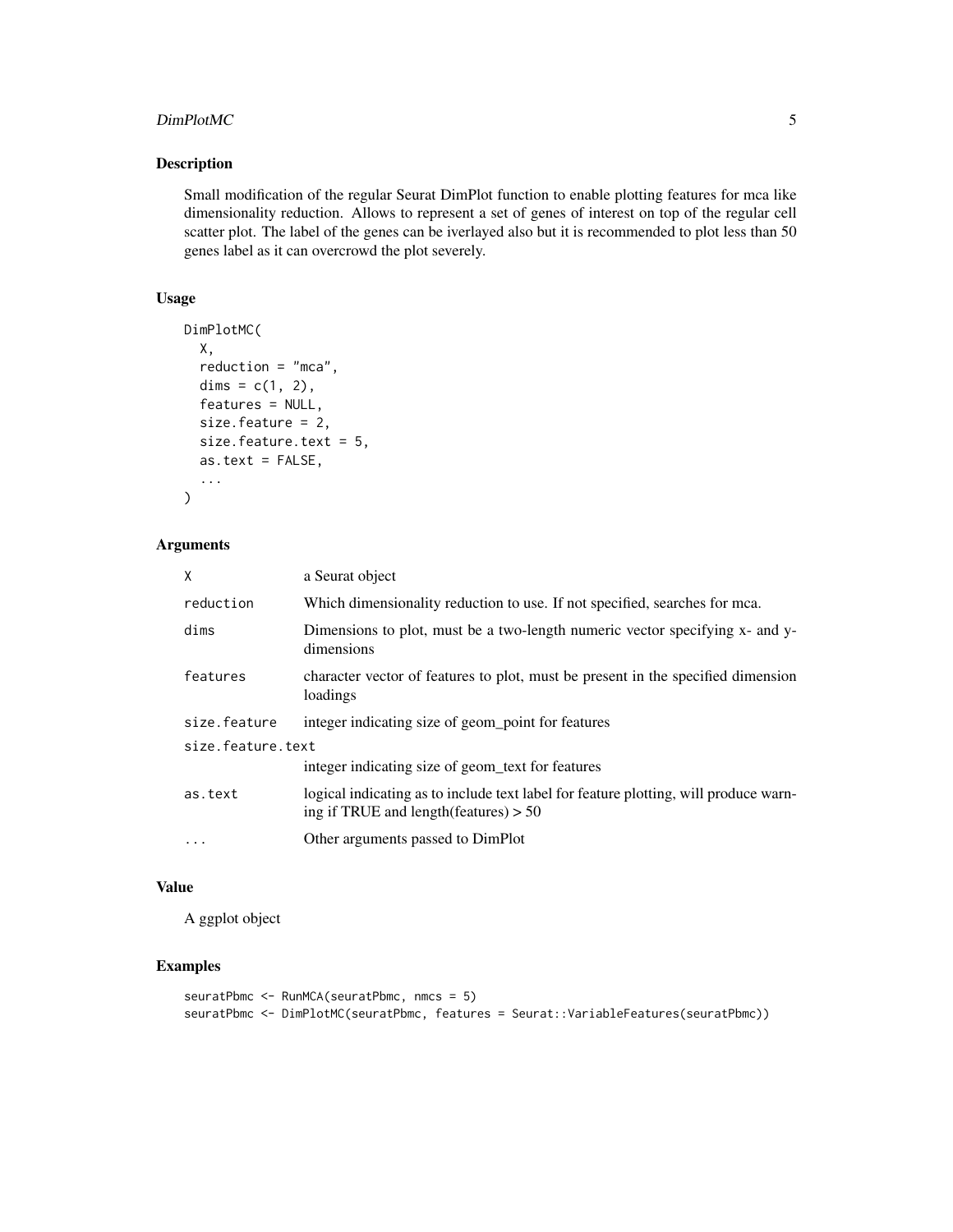## Description

Small modification of the regular Seurat DimPlot function to enable plotting features for mca like dimensionality reduction. Allows to represent a set of genes of interest on top of the regular cell scatter plot. The label of the genes can be iverlayed also but it is recommended to plot less than 50 genes label as it can overcrowd the plot severely.

## Usage

```
DimPlotMC(
  X,
  reduction = "mca",
  dims = c(1, 2),
  features = NULL,
  size.feature = 2,
  size.feature.text = 5,
  as.text = FALSE,
  ...
)
```

## Arguments

| | |
|---|---|
| X | a Seurat object |
| reduction | Which dimensionality reduction to use. If not specified, searches for mca. |
| dims | Dimensions to plot, must be a two-length numeric vector specifying x- and y-dimensions |
| features | character vector of features to plot, must be present in the specified dimension loadings |
| size.feature | integer indicating size of geom_point for features |
| size.feature.text | integer indicating size of geom_text for features |
| as.text | logical indicating as to include text label for feature plotting, will produce warning if TRUE and length(features) > 50 |
| ... | Other arguments passed to DimPlot |

## Value

A ggplot object

## Examples

```
seuratPbmc <- RunMCA(seuratPbmc, nmcs = 5)
seuratPbmc <- DimPlotMC(seuratPbmc, features = Seurat::VariableFeatures(seuratPbmc))
```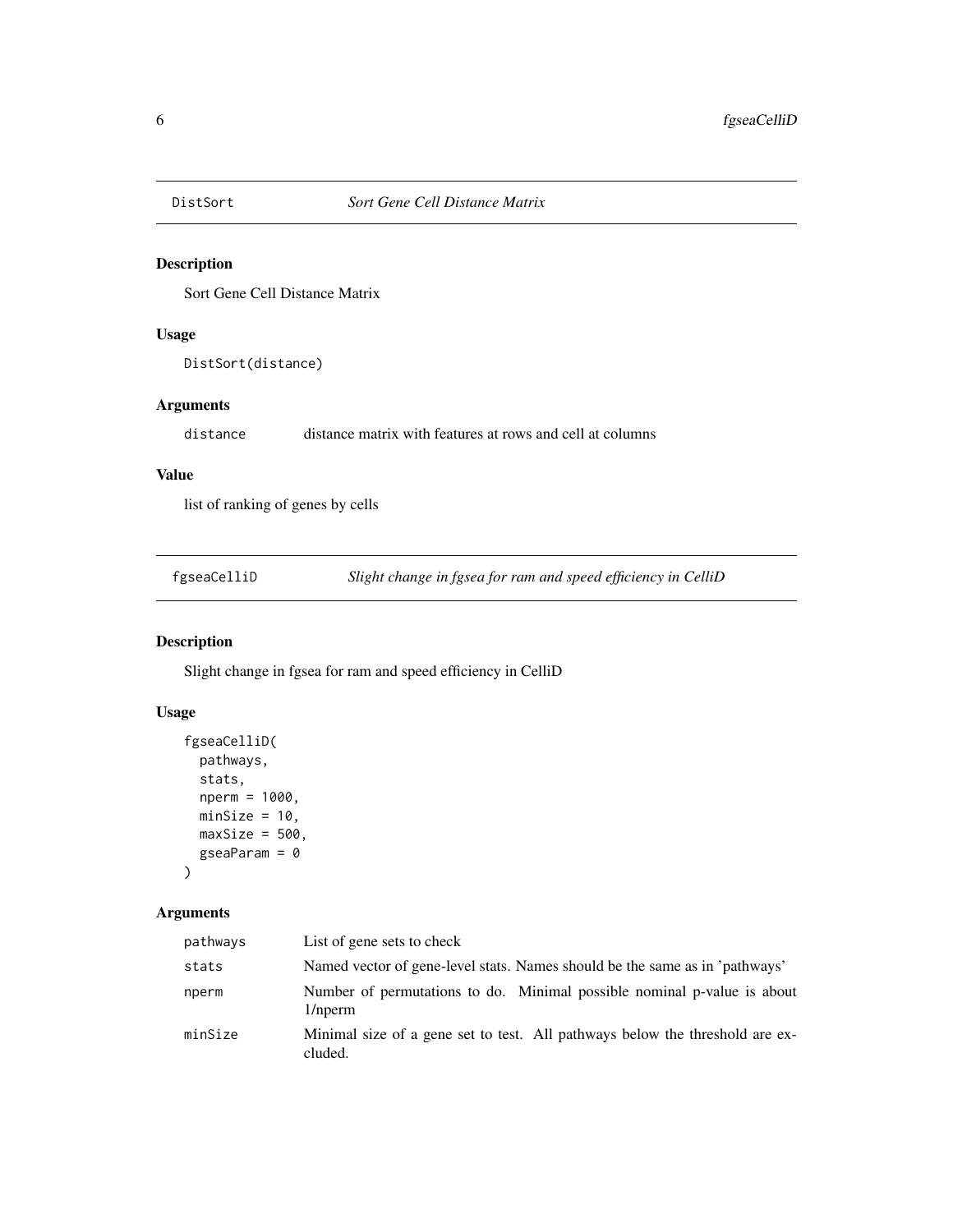## DistSort *Sort Gene Cell Distance Matrix*

### Description

Sort Gene Cell Distance Matrix

### Usage

```
DistSort(distance)
```

### Arguments

| | |
|---|---|
| distance | distance matrix with features at rows and cell at columns |

### Value

list of ranking of genes by cells

## fgseaCelliD *Slight change in fgsea for ram and speed efficiency in CelliD*

### Description

Slight change in fgsea for ram and speed efficiency in CelliD

### Usage

```
fgseaCelliD(
  pathways,
  stats,
  nperm = 1000,
  minSize = 10,
  maxSize = 500,
  gseaParam = 0
)
```

### Arguments

| | |
|---|---|
| pathways | List of gene sets to check |
| stats | Named vector of gene-level stats. Names should be the same as in 'pathways' |
| nperm | Number of permutations to do. Minimal possible nominal p-value is about 1/nperm |
| minSize | Minimal size of a gene set to test. All pathways below the threshold are excluded. |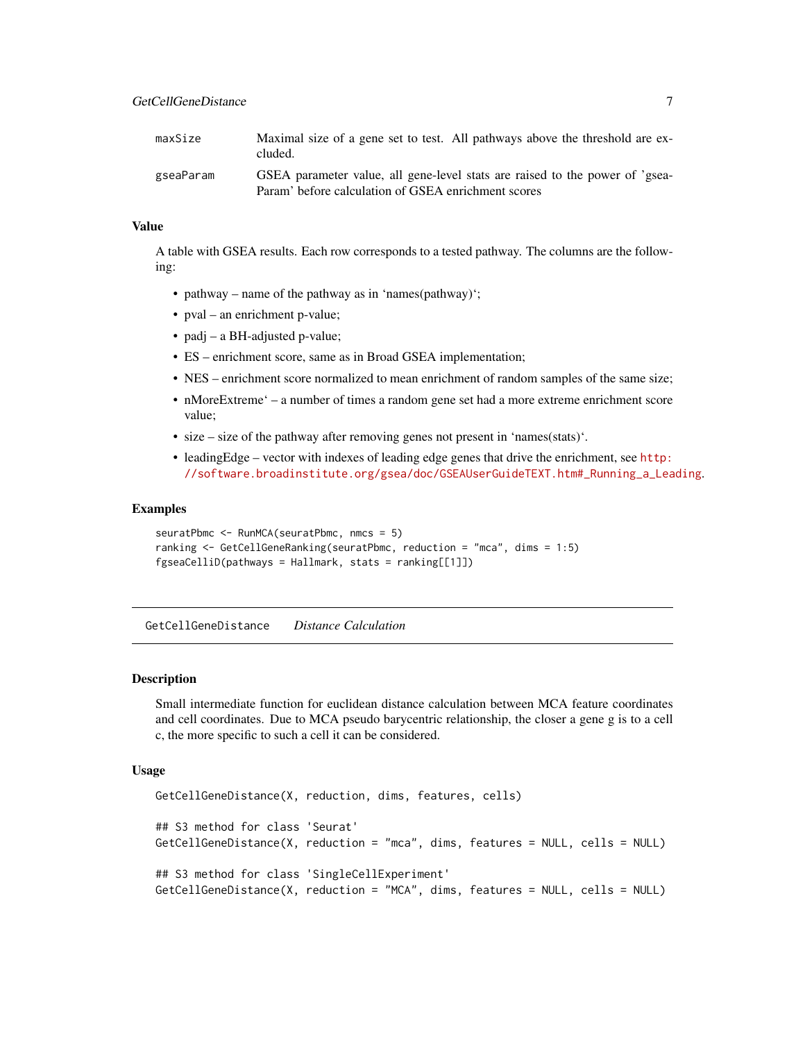| | |
|---|---|
| maxSize | Maximal size of a gene set to test. All pathways above the threshold are excluded. |
| gseaParam | GSEA parameter value, all gene-level stats are raised to the power of 'gseaParam' before calculation of GSEA enrichment scores |

### Value

A table with GSEA results. Each row corresponds to a tested pathway. The columns are the following:

- pathway – name of the pathway as in 'names(pathway)';
- pval – an enrichment p-value;
- padj – a BH-adjusted p-value;
- ES – enrichment score, same as in Broad GSEA implementation;
- NES – enrichment score normalized to mean enrichment of random samples of the same size;
- nMoreExtreme' – a number of times a random gene set had a more extreme enrichment score value;
- size – size of the pathway after removing genes not present in 'names(stats)'.
- leadingEdge – vector with indexes of leading edge genes that drive the enrichment, see http://software.broadinstitute.org/gsea/doc/GSEAUserGuideTEXT.htm#_Running_a_Leading.

### Examples

```
seuratPbmc <- RunMCA(seuratPbmc, nmcs = 5)
ranking <- GetCellGeneRanking(seuratPbmc, reduction = "mca", dims = 1:5)
fgseaCelliD(pathways = Hallmark, stats = ranking[[1]])
```

---

## GetCellGeneDistance *Distance Calculation*

### Description

Small intermediate function for euclidean distance calculation between MCA feature coordinates and cell coordinates. Due to MCA pseudo barycentric relationship, the closer a gene g is to a cell c, the more specific to such a cell it can be considered.

### Usage

```
GetCellGeneDistance(X, reduction, dims, features, cells)

## S3 method for class 'Seurat'
GetCellGeneDistance(X, reduction = "mca", dims, features = NULL, cells = NULL)

## S3 method for class 'SingleCellExperiment'
GetCellGeneDistance(X, reduction = "MCA", dims, features = NULL, cells = NULL)
```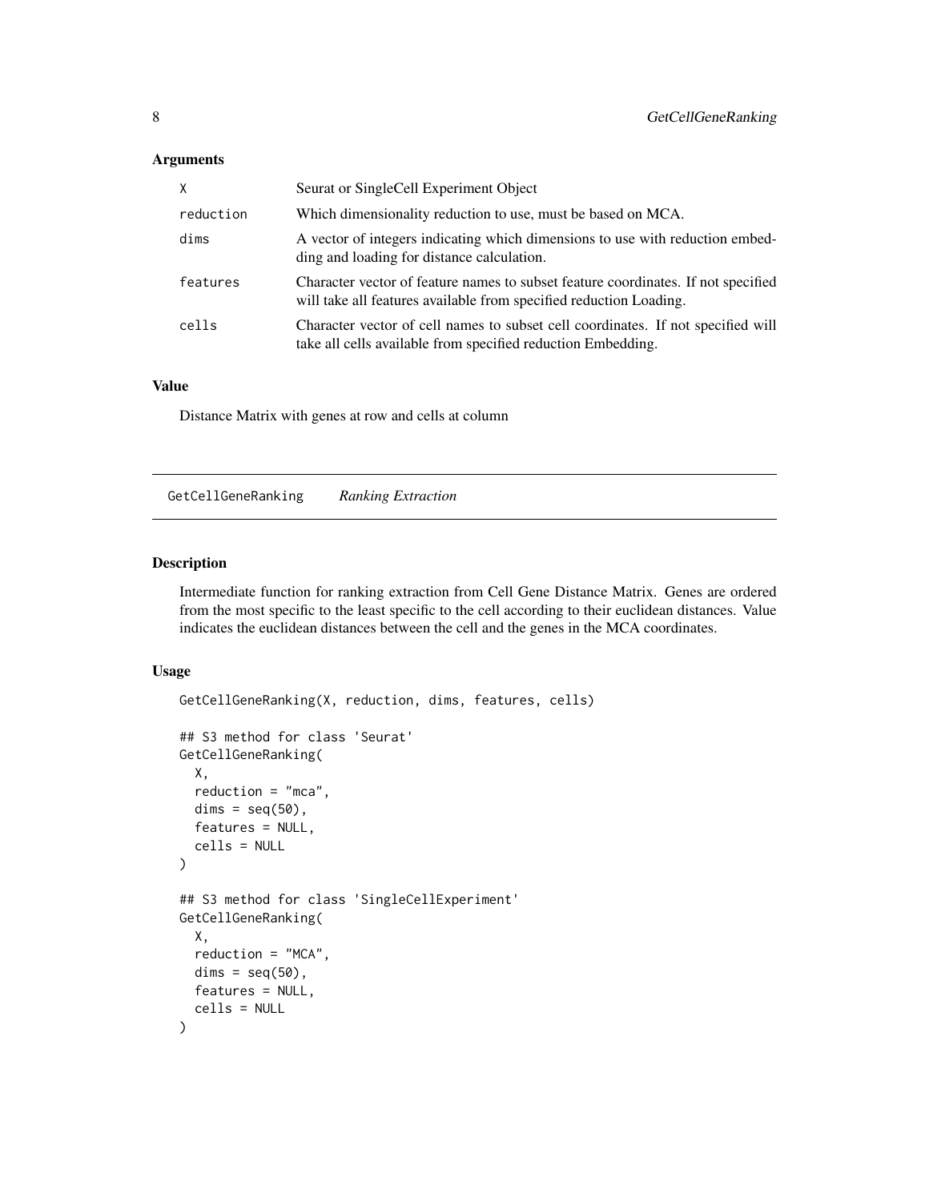### Arguments

| | |
|---|---|
| X | Seurat or SingleCell Experiment Object |
| reduction | Which dimensionality reduction to use, must be based on MCA. |
| dims | A vector of integers indicating which dimensions to use with reduction embedding and loading for distance calculation. |
| features | Character vector of feature names to subset feature coordinates. If not specified will take all features available from specified reduction Loading. |
| cells | Character vector of cell names to subset cell coordinates. If not specified will take all cells available from specified reduction Embedding. |

### Value

Distance Matrix with genes at row and cells at column

---

## GetCellGeneRanking    *Ranking Extraction*

---

### Description

Intermediate function for ranking extraction from Cell Gene Distance Matrix. Genes are ordered from the most specific to the least specific to the cell according to their euclidean distances. Value indicates the euclidean distances between the cell and the genes in the MCA coordinates.

### Usage

```
GetCellGeneRanking(X, reduction, dims, features, cells)

## S3 method for class 'Seurat'
GetCellGeneRanking(
  X,
  reduction = "mca",
  dims = seq(50),
  features = NULL,
  cells = NULL
)

## S3 method for class 'SingleCellExperiment'
GetCellGeneRanking(
  X,
  reduction = "MCA",
  dims = seq(50),
  features = NULL,
  cells = NULL
)
```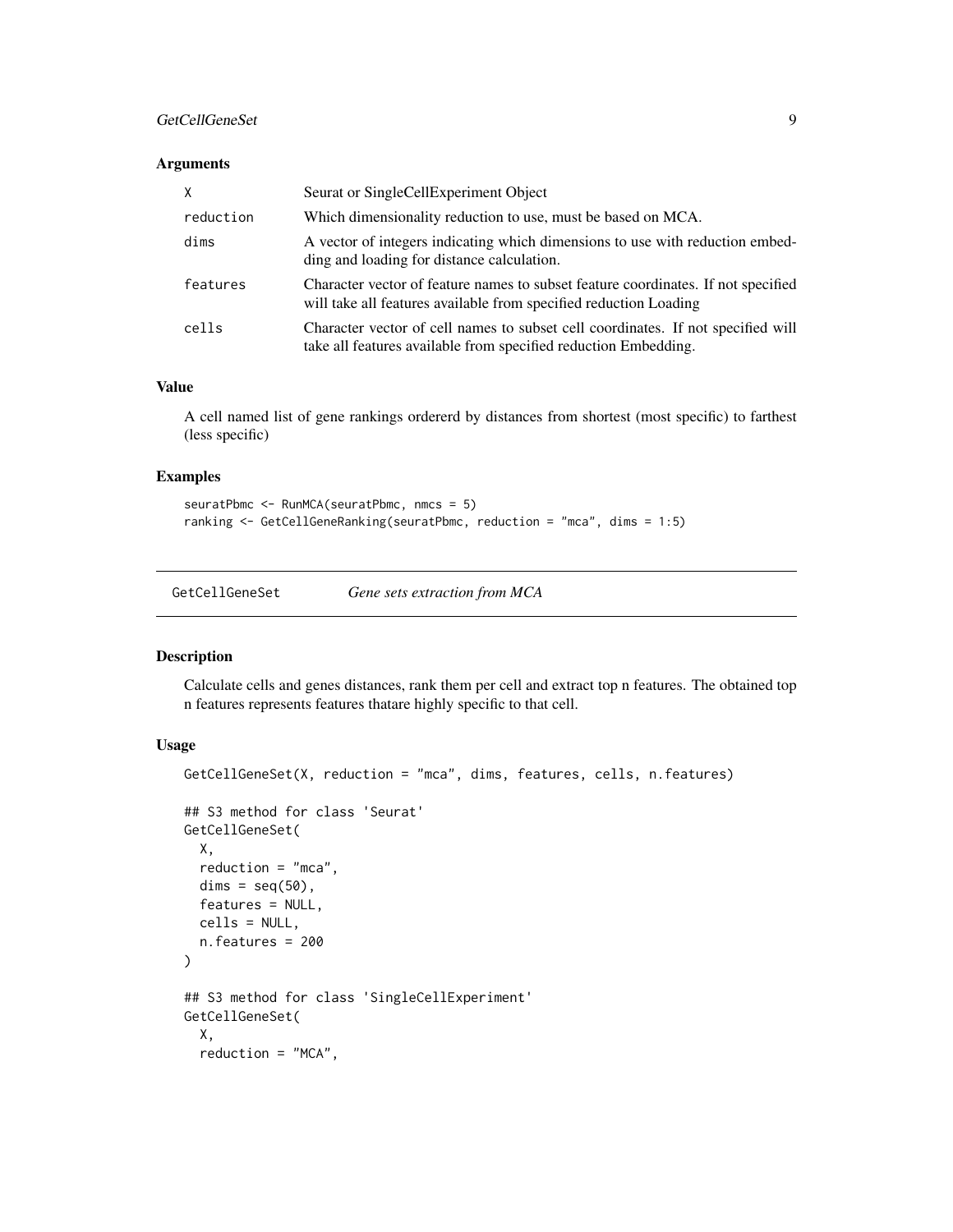### Arguments

| | |
|---|---|
| X | Seurat or SingleCellExperiment Object |
| reduction | Which dimensionality reduction to use, must be based on MCA. |
| dims | A vector of integers indicating which dimensions to use with reduction embedding and loading for distance calculation. |
| features | Character vector of feature names to subset feature coordinates. If not specified will take all features available from specified reduction Loading |
| cells | Character vector of cell names to subset cell coordinates. If not specified will take all features available from specified reduction Embedding. |

### Value

A cell named list of gene rankings ordererd by distances from shortest (most specific) to farthest (less specific)

### Examples

```
seuratPbmc <- RunMCA(seuratPbmc, nmcs = 5)
ranking <- GetCellGeneRanking(seuratPbmc, reduction = "mca", dims = 1:5)
```

---

## GetCellGeneSet *Gene sets extraction from MCA*

---

### Description

Calculate cells and genes distances, rank them per cell and extract top n features. The obtained top n features represents features thatare highly specific to that cell.

### Usage

```
GetCellGeneSet(X, reduction = "mca", dims, features, cells, n.features)

## S3 method for class 'Seurat'
GetCellGeneSet(
  X,
  reduction = "mca",
  dims = seq(50),
  features = NULL,
  cells = NULL,
  n.features = 200
)

## S3 method for class 'SingleCellExperiment'
GetCellGeneSet(
  X,
  reduction = "MCA",
```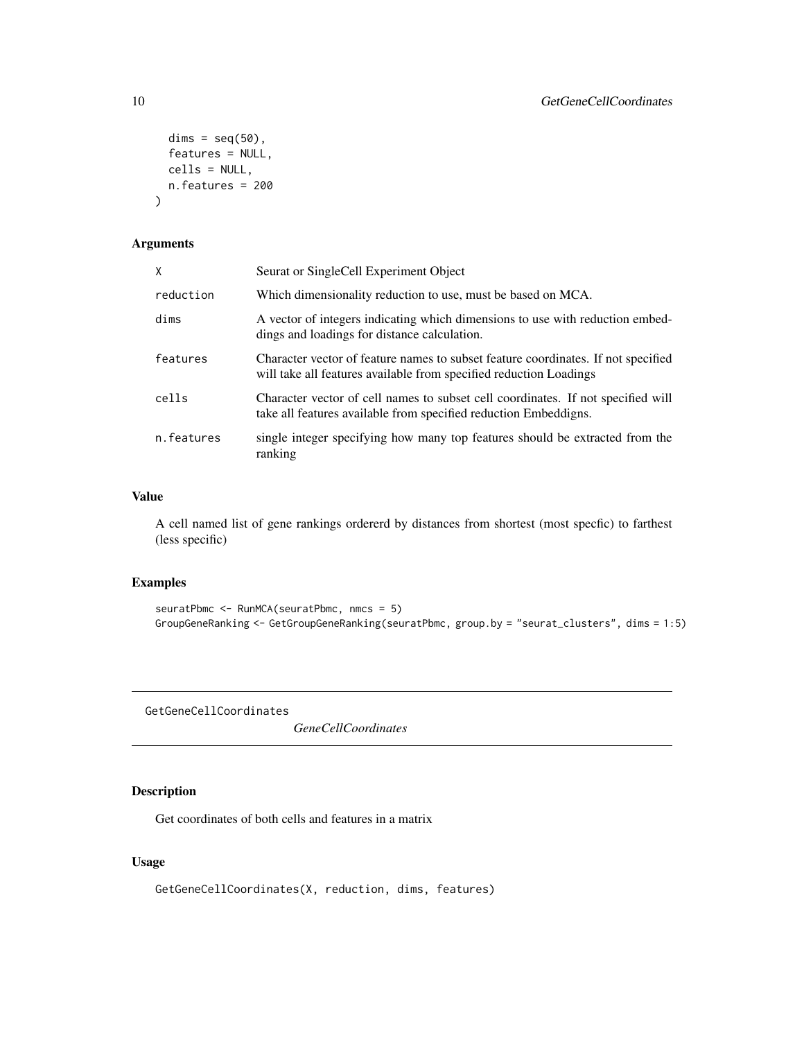```
  dims = seq(50),
  features = NULL,
  cells = NULL,
  n.features = 200
)
```

### Arguments

| | |
|---|---|
| X | Seurat or SingleCell Experiment Object |
| reduction | Which dimensionality reduction to use, must be based on MCA. |
| dims | A vector of integers indicating which dimensions to use with reduction embeddings and loadings for distance calculation. |
| features | Character vector of feature names to subset feature coordinates. If not specified will take all features available from specified reduction Loadings |
| cells | Character vector of cell names to subset cell coordinates. If not specified will take all features available from specified reduction Embeddigns. |
| n.features | single integer specifying how many top features should be extracted from the ranking |

### Value

A cell named list of gene rankings ordererd by distances from shortest (most specfic) to farthest (less specific)

### Examples

```
seuratPbmc <- RunMCA(seuratPbmc, nmcs = 5)
GroupGeneRanking <- GetGroupGeneRanking(seuratPbmc, group.by = "seurat_clusters", dims = 1:5)
```

---

## GetGeneCellCoordinates *GeneCellCoordinates*

### Description

Get coordinates of both cells and features in a matrix

### Usage

```
GetGeneCellCoordinates(X, reduction, dims, features)
```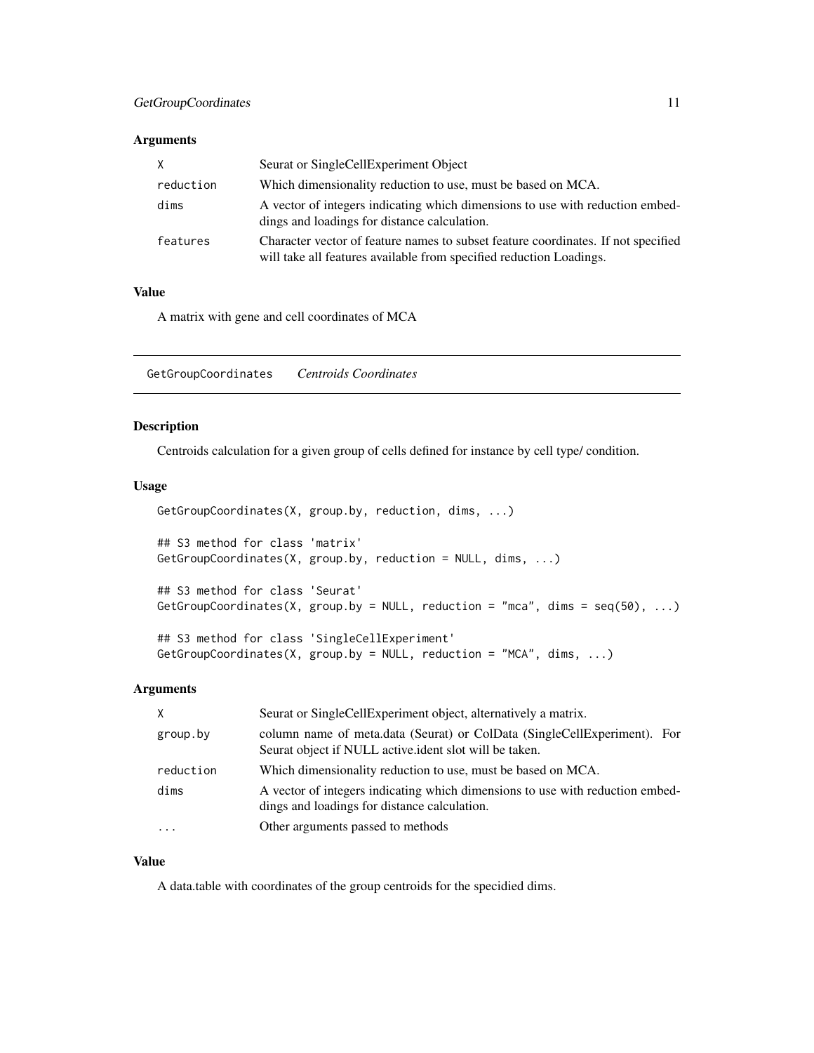### Arguments

| | |
|---|---|
| X | Seurat or SingleCellExperiment Object |
| reduction | Which dimensionality reduction to use, must be based on MCA. |
| dims | A vector of integers indicating which dimensions to use with reduction embeddings and loadings for distance calculation. |
| features | Character vector of feature names to subset feature coordinates. If not specified will take all features available from specified reduction Loadings. |

### Value

A matrix with gene and cell coordinates of MCA

---

## GetGroupCoordinates *Centroids Coordinates*

### Description

Centroids calculation for a given group of cells defined for instance by cell type/ condition.

### Usage

```
GetGroupCoordinates(X, group.by, reduction, dims, ...)

## S3 method for class 'matrix'
GetGroupCoordinates(X, group.by, reduction = NULL, dims, ...)

## S3 method for class 'Seurat'
GetGroupCoordinates(X, group.by = NULL, reduction = "mca", dims = seq(50), ...)

## S3 method for class 'SingleCellExperiment'
GetGroupCoordinates(X, group.by = NULL, reduction = "MCA", dims, ...)
```

### Arguments

| | |
|---|---|
| X | Seurat or SingleCellExperiment object, alternatively a matrix. |
| group.by | column name of meta.data (Seurat) or ColData (SingleCellExperiment). For Seurat object if NULL active.ident slot will be taken. |
| reduction | Which dimensionality reduction to use, must be based on MCA. |
| dims | A vector of integers indicating which dimensions to use with reduction embeddings and loadings for distance calculation. |
| ... | Other arguments passed to methods |

### Value

A data.table with coordinates of the group centroids for the specidied dims.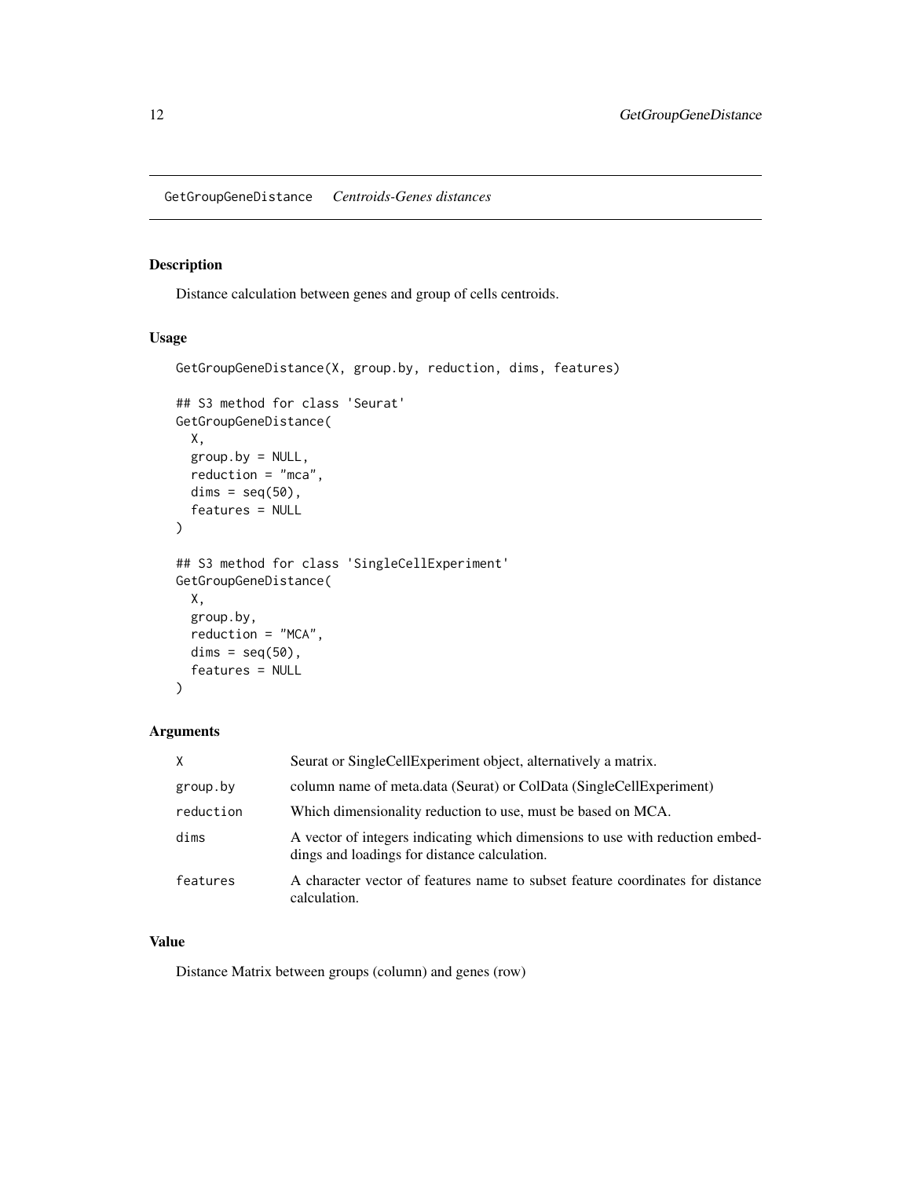## GetGroupGeneDistance *Centroids-Genes distances*

### Description

Distance calculation between genes and group of cells centroids.

### Usage

```
GetGroupGeneDistance(X, group.by, reduction, dims, features)

## S3 method for class 'Seurat'
GetGroupGeneDistance(
  X,
  group.by = NULL,
  reduction = "mca",
  dims = seq(50),
  features = NULL
)

## S3 method for class 'SingleCellExperiment'
GetGroupGeneDistance(
  X,
  group.by,
  reduction = "MCA",
  dims = seq(50),
  features = NULL
)
```

### Arguments

| | |
|---|---|
| X | Seurat or SingleCellExperiment object, alternatively a matrix. |
| group.by | column name of meta.data (Seurat) or ColData (SingleCellExperiment) |
| reduction | Which dimensionality reduction to use, must be based on MCA. |
| dims | A vector of integers indicating which dimensions to use with reduction embeddings and loadings for distance calculation. |
| features | A character vector of features name to subset feature coordinates for distance calculation. |

### Value

Distance Matrix between groups (column) and genes (row)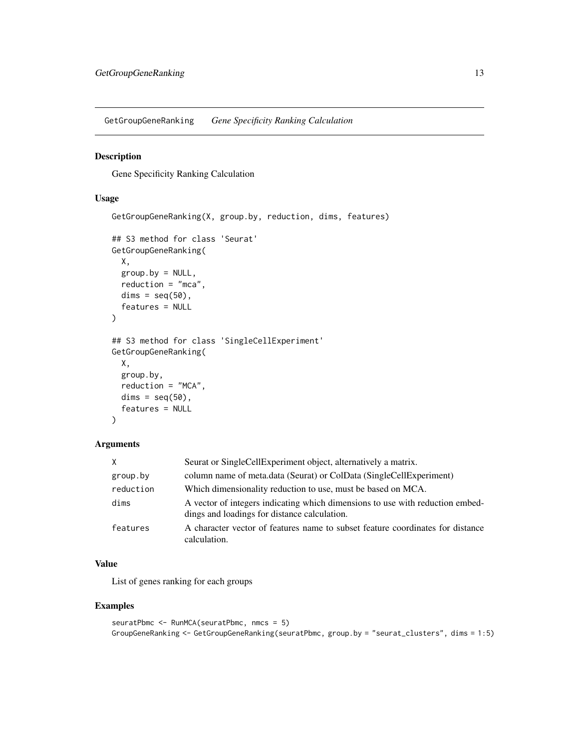## GetGroupGeneRanking *Gene Specificity Ranking Calculation*

### Description

Gene Specificity Ranking Calculation

### Usage

```
GetGroupGeneRanking(X, group.by, reduction, dims, features)

## S3 method for class 'Seurat'
GetGroupGeneRanking(
  X,
  group.by = NULL,
  reduction = "mca",
  dims = seq(50),
  features = NULL
)

## S3 method for class 'SingleCellExperiment'
GetGroupGeneRanking(
  X,
  group.by,
  reduction = "MCA",
  dims = seq(50),
  features = NULL
)
```

### Arguments

| | |
|---|---|
| X | Seurat or SingleCellExperiment object, alternatively a matrix. |
| group.by | column name of meta.data (Seurat) or ColData (SingleCellExperiment) |
| reduction | Which dimensionality reduction to use, must be based on MCA. |
| dims | A vector of integers indicating which dimensions to use with reduction embeddings and loadings for distance calculation. |
| features | A character vector of features name to subset feature coordinates for distance calculation. |

### Value

List of genes ranking for each groups

### Examples

```
seuratPbmc <- RunMCA(seuratPbmc, nmcs = 5)
GroupGeneRanking <- GetGroupGeneRanking(seuratPbmc, group.by = "seurat_clusters", dims = 1:5)
```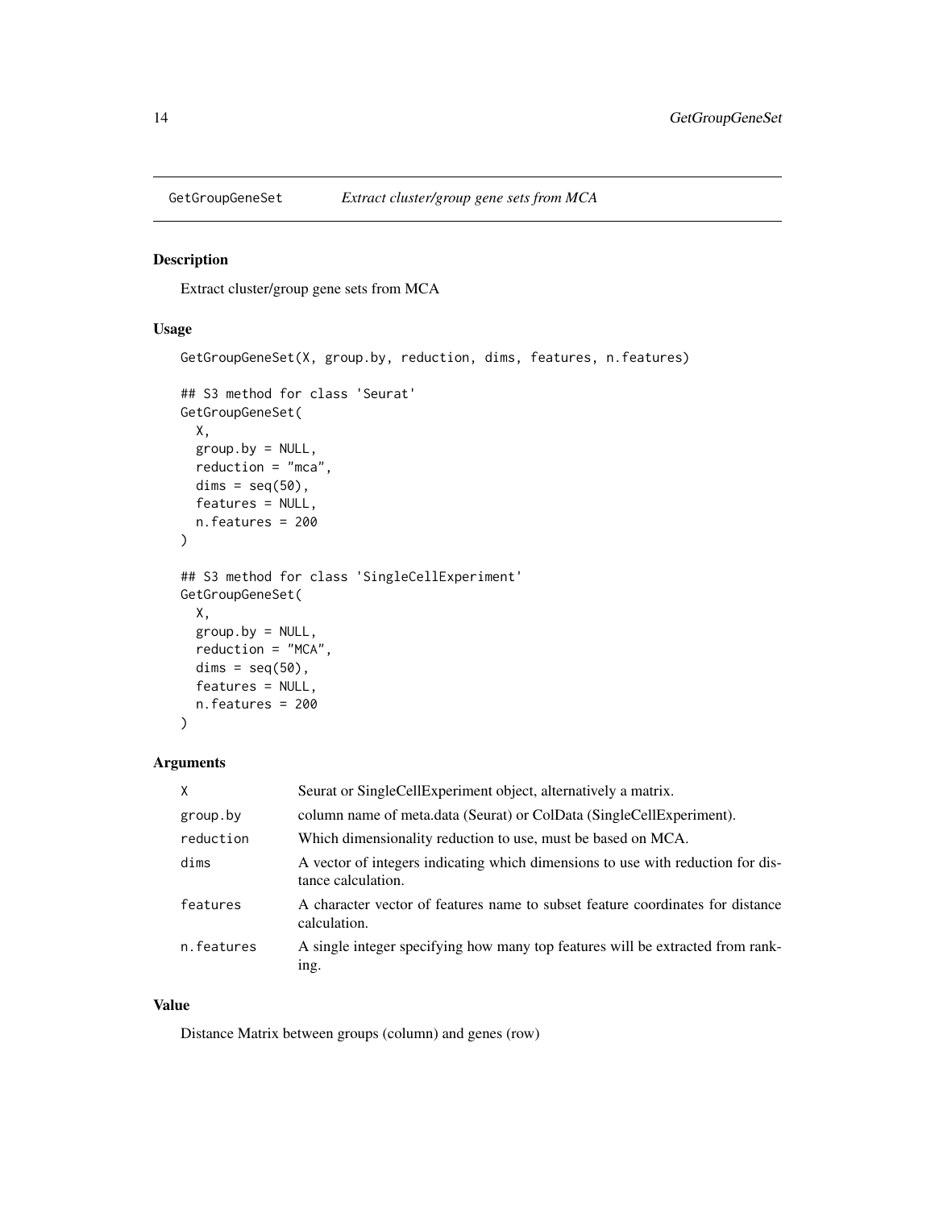## GetGroupGeneSet *Extract cluster/group gene sets from MCA*

### Description

Extract cluster/group gene sets from MCA

### Usage

```
GetGroupGeneSet(X, group.by, reduction, dims, features, n.features)

## S3 method for class 'Seurat'
GetGroupGeneSet(
  X,
  group.by = NULL,
  reduction = "mca",
  dims = seq(50),
  features = NULL,
  n.features = 200
)

## S3 method for class 'SingleCellExperiment'
GetGroupGeneSet(
  X,
  group.by = NULL,
  reduction = "MCA",
  dims = seq(50),
  features = NULL,
  n.features = 200
)
```

### Arguments

| | |
|---|---|
| X | Seurat or SingleCellExperiment object, alternatively a matrix. |
| group.by | column name of meta.data (Seurat) or ColData (SingleCellExperiment). |
| reduction | Which dimensionality reduction to use, must be based on MCA. |
| dims | A vector of integers indicating which dimensions to use with reduction for distance calculation. |
| features | A character vector of features name to subset feature coordinates for distance calculation. |
| n.features | A single integer specifying how many top features will be extracted from ranking. |

### Value

Distance Matrix between groups (column) and genes (row)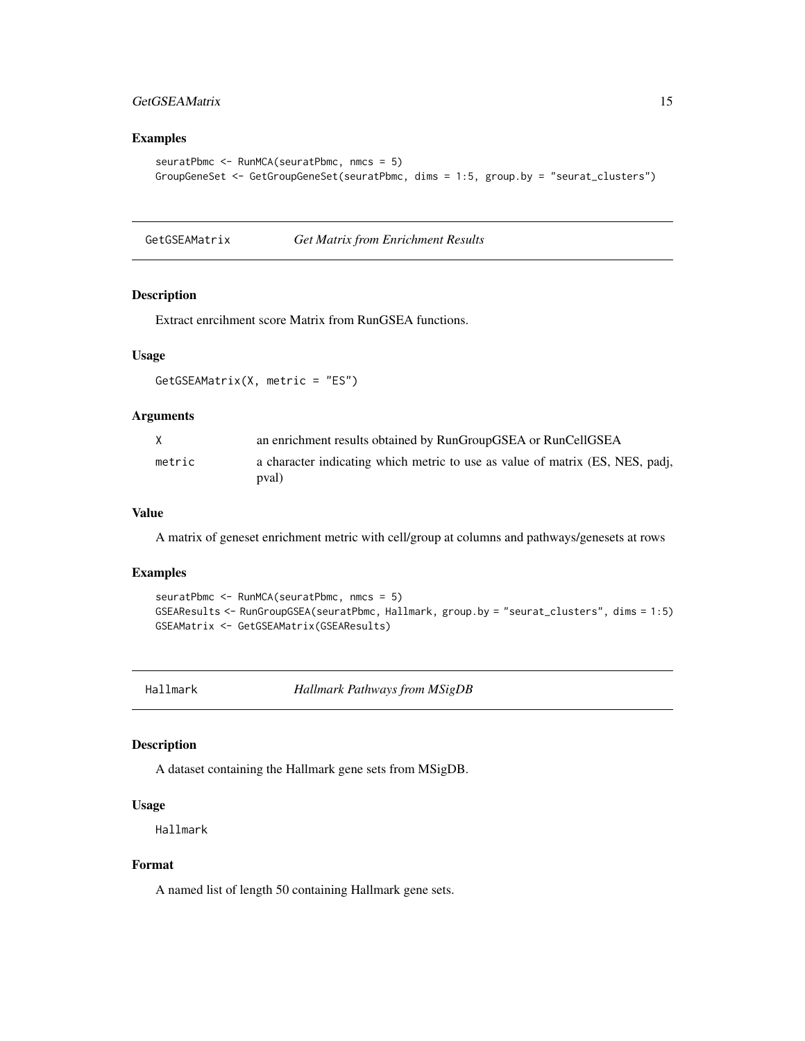## Examples

```
seuratPbmc <- RunMCA(seuratPbmc, nmcs = 5)
GroupGeneSet <- GetGroupGeneSet(seuratPbmc, dims = 1:5, group.by = "seurat_clusters")
```

---

## GetGSEAMatrix *Get Matrix from Enrichment Results*

### Description

Extract enrcihment score Matrix from RunGSEA functions.

### Usage

```
GetGSEAMatrix(X, metric = "ES")
```

### Arguments

| | |
|---|---|
| X | an enrichment results obtained by RunGroupGSEA or RunCellGSEA |
| metric | a character indicating which metric to use as value of matrix (ES, NES, padj, pval) |

### Value

A matrix of geneset enrichment metric with cell/group at columns and pathways/genesets at rows

### Examples

```
seuratPbmc <- RunMCA(seuratPbmc, nmcs = 5)
GSEAResults <- RunGroupGSEA(seuratPbmc, Hallmark, group.by = "seurat_clusters", dims = 1:5)
GSEAMatrix <- GetGSEAMatrix(GSEAResults)
```

---

## Hallmark *Hallmark Pathways from MSigDB*

### Description

A dataset containing the Hallmark gene sets from MSigDB.

### Usage

```
Hallmark
```

### Format

A named list of length 50 containing Hallmark gene sets.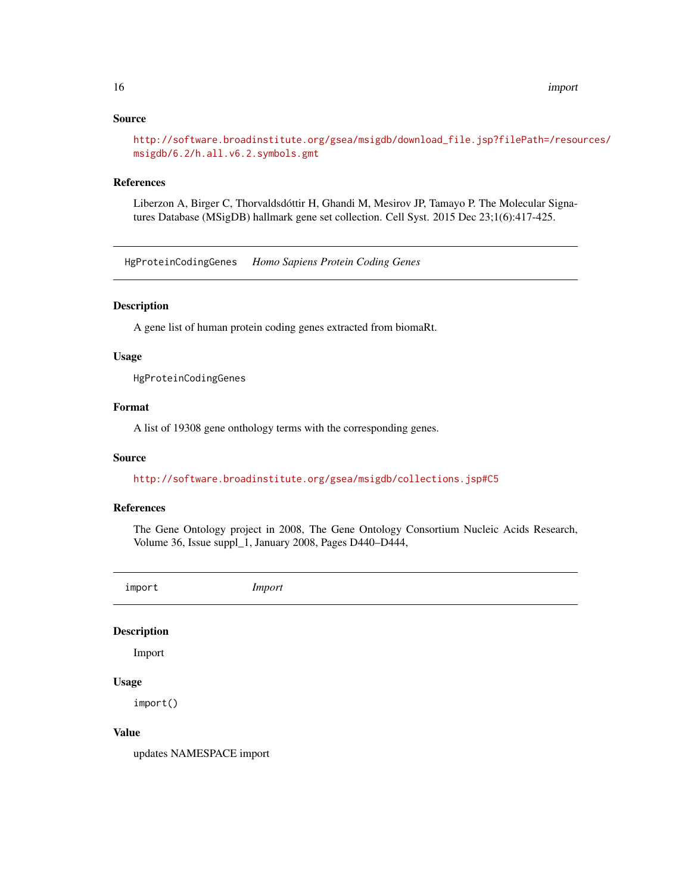### Source

http://software.broadinstitute.org/gsea/msigdb/download_file.jsp?filePath=/resources/msigdb/6.2/h.all.v6.2.symbols.gmt

### References

Liberzon A, Birger C, Thorvaldsdóttir H, Ghandi M, Mesirov JP, Tamayo P. The Molecular Signatures Database (MSigDB) hallmark gene set collection. Cell Syst. 2015 Dec 23;1(6):417-425.

---

## HgProteinCodingGenes *Homo Sapiens Protein Coding Genes*

### Description

A gene list of human protein coding genes extracted from biomaRt.

### Usage

```
HgProteinCodingGenes
```

### Format

A list of 19308 gene onthology terms with the corresponding genes.

### Source

http://software.broadinstitute.org/gsea/msigdb/collections.jsp#C5

### References

The Gene Ontology project in 2008, The Gene Ontology Consortium Nucleic Acids Research, Volume 36, Issue suppl_1, January 2008, Pages D440–D444,

---

## import *Import*

### Description

Import

### Usage

```
import()
```

### Value

updates NAMESPACE import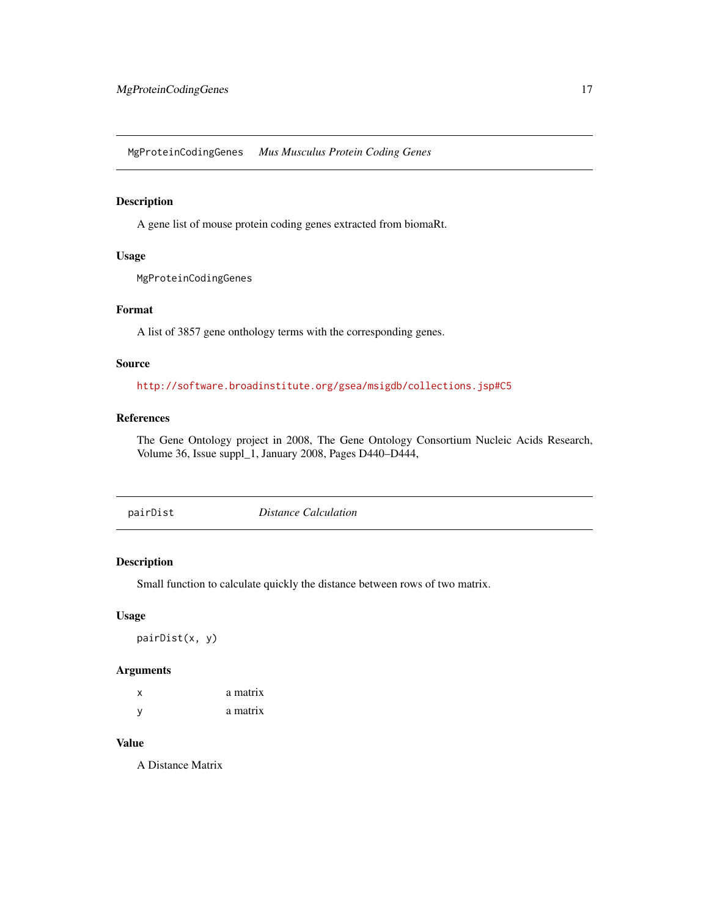## MgProteinCodingGenes *Mus Musculus Protein Coding Genes*

### Description

A gene list of mouse protein coding genes extracted from biomaRt.

### Usage

```
MgProteinCodingGenes
```

### Format

A list of 3857 gene onthology terms with the corresponding genes.

### Source

http://software.broadinstitute.org/gsea/msigdb/collections.jsp#C5

### References

The Gene Ontology project in 2008, The Gene Ontology Consortium Nucleic Acids Research, Volume 36, Issue suppl_1, January 2008, Pages D440–D444,

## pairDist *Distance Calculation*

### Description

Small function to calculate quickly the distance between rows of two matrix.

### Usage

```
pairDist(x, y)
```

### Arguments

| | |
|---|---|
| x | a matrix |
| y | a matrix |

### Value

A Distance Matrix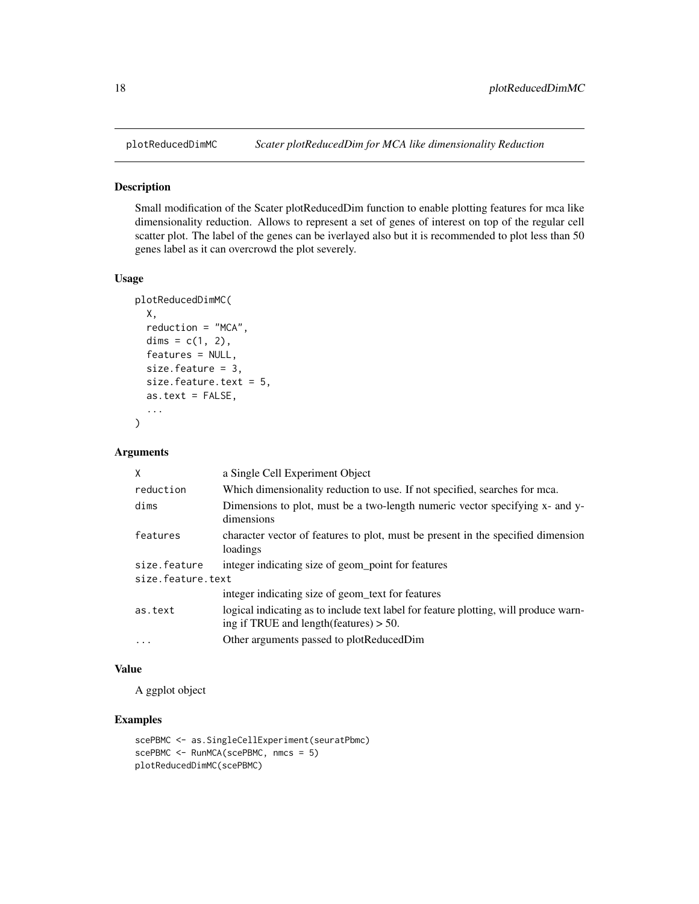# plotReducedDimMC

*Scater plotReducedDim for MCA like dimensionality Reduction*

## Description

Small modification of the Scater plotReducedDim function to enable plotting features for mca like dimensionality reduction. Allows to represent a set of genes of interest on top of the regular cell scatter plot. The label of the genes can be iverlayed also but it is recommended to plot less than 50 genes label as it can overcrowd the plot severely.

## Usage

```
plotReducedDimMC(
  X,
  reduction = "MCA",
  dims = c(1, 2),
  features = NULL,
  size.feature = 3,
  size.feature.text = 5,
  as.text = FALSE,
  ...
)
```

## Arguments

| Argument | Description |
|---|---|
| X | a Single Cell Experiment Object |
| reduction | Which dimensionality reduction to use. If not specified, searches for mca. |
| dims | Dimensions to plot, must be a two-length numeric vector specifying x- and y-dimensions |
| features | character vector of features to plot, must be present in the specified dimension loadings |
| size.feature | integer indicating size of geom_point for features |
| size.feature.text | integer indicating size of geom_text for features |
| as.text | logical indicating as to include text label for feature plotting, will produce warning if TRUE and length(features) > 50. |
| ... | Other arguments passed to plotReducedDim |

## Value

A ggplot object

## Examples

```
scePBMC <- as.SingleCellExperiment(seuratPbmc)
scePBMC <- RunMCA(scePBMC, nmcs = 5)
plotReducedDimMC(scePBMC)
```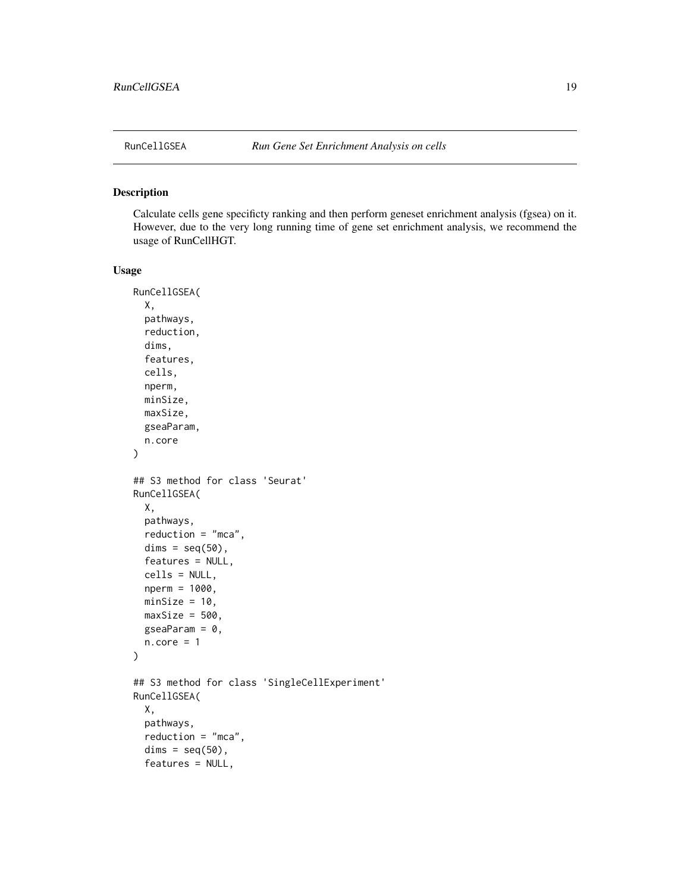RunCellGSEA *Run Gene Set Enrichment Analysis on cells*

## Description

Calculate cells gene specificty ranking and then perform geneset enrichment analysis (fgsea) on it. However, due to the very long running time of gene set enrichment analysis, we recommend the usage of RunCellHGT.

## Usage

```
RunCellGSEA(
  X,
  pathways,
  reduction,
  dims,
  features,
  cells,
  nperm,
  minSize,
  maxSize,
  gseaParam,
  n.core
)

## S3 method for class 'Seurat'
RunCellGSEA(
  X,
  pathways,
  reduction = "mca",
  dims = seq(50),
  features = NULL,
  cells = NULL,
  nperm = 1000,
  minSize = 10,
  maxSize = 500,
  gseaParam = 0,
  n.core = 1
)

## S3 method for class 'SingleCellExperiment'
RunCellGSEA(
  X,
  pathways,
  reduction = "mca",
  dims = seq(50),
  features = NULL,
```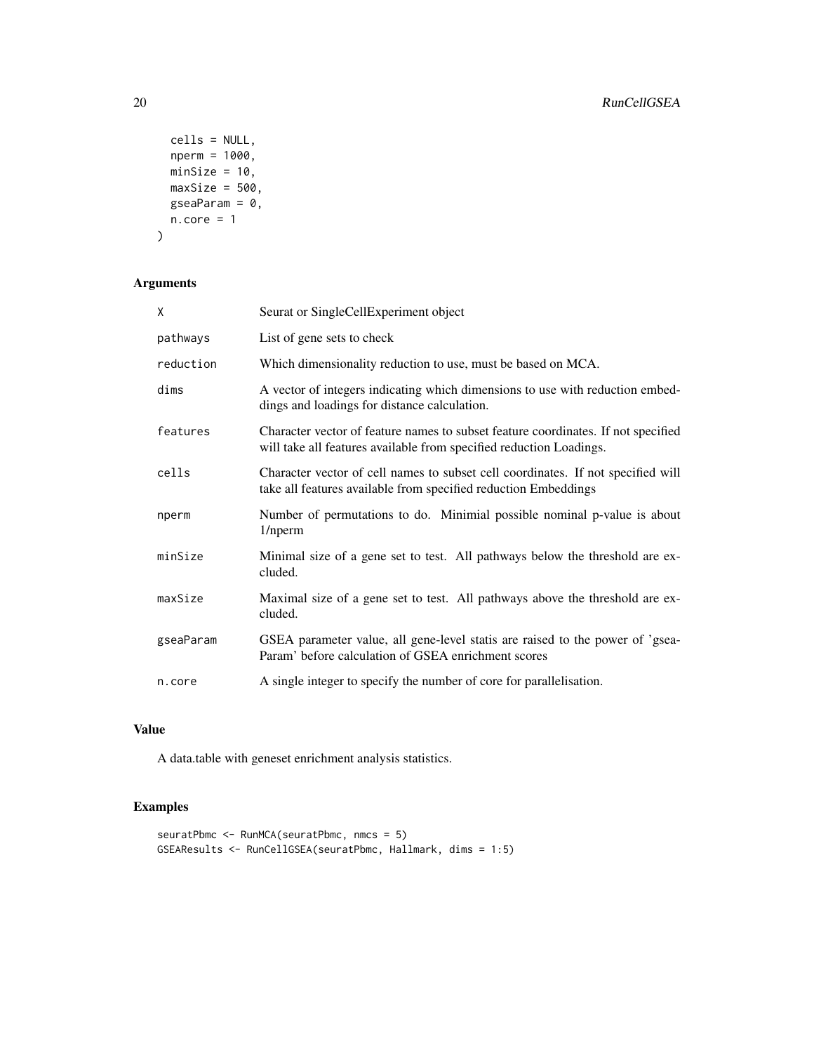```
  cells = NULL,
  nperm = 1000,
  minSize = 10,
  maxSize = 500,
  gseaParam = 0,
  n.core = 1
)
```

## Arguments

| | |
|---|---|
| X | Seurat or SingleCellExperiment object |
| pathways | List of gene sets to check |
| reduction | Which dimensionality reduction to use, must be based on MCA. |
| dims | A vector of integers indicating which dimensions to use with reduction embeddings and loadings for distance calculation. |
| features | Character vector of feature names to subset feature coordinates. If not specified will take all features available from specified reduction Loadings. |
| cells | Character vector of cell names to subset cell coordinates. If not specified will take all features available from specified reduction Embeddings |
| nperm | Number of permutations to do. Minimial possible nominal p-value is about 1/nperm |
| minSize | Minimal size of a gene set to test. All pathways below the threshold are excluded. |
| maxSize | Maximal size of a gene set to test. All pathways above the threshold are excluded. |
| gseaParam | GSEA parameter value, all gene-level statis are raised to the power of 'gseaParam' before calculation of GSEA enrichment scores |
| n.core | A single integer to specify the number of core for parallelisation. |

## Value

A data.table with geneset enrichment analysis statistics.

## Examples

```
seuratPbmc <- RunMCA(seuratPbmc, nmcs = 5)
GSEAResults <- RunCellGSEA(seuratPbmc, Hallmark, dims = 1:5)
```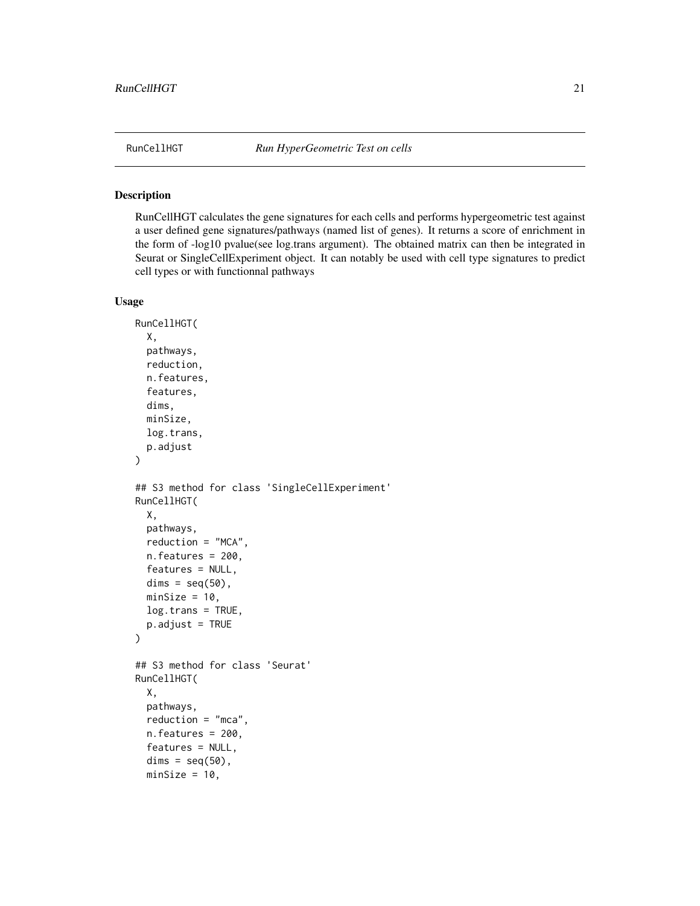## RunCellHGT *Run HyperGeometric Test on cells*

### Description

RunCellHGT calculates the gene signatures for each cells and performs hypergeometric test against a user defined gene signatures/pathways (named list of genes). It returns a score of enrichment in the form of -log10 pvalue(see log.trans argument). The obtained matrix can then be integrated in Seurat or SingleCellExperiment object. It can notably be used with cell type signatures to predict cell types or with functionnal pathways

### Usage

```
RunCellHGT(
  X,
  pathways,
  reduction,
  n.features,
  features,
  dims,
  minSize,
  log.trans,
  p.adjust
)

## S3 method for class 'SingleCellExperiment'
RunCellHGT(
  X,
  pathways,
  reduction = "MCA",
  n.features = 200,
  features = NULL,
  dims = seq(50),
  minSize = 10,
  log.trans = TRUE,
  p.adjust = TRUE
)

## S3 method for class 'Seurat'
RunCellHGT(
  X,
  pathways,
  reduction = "mca",
  n.features = 200,
  features = NULL,
  dims = seq(50),
  minSize = 10,
```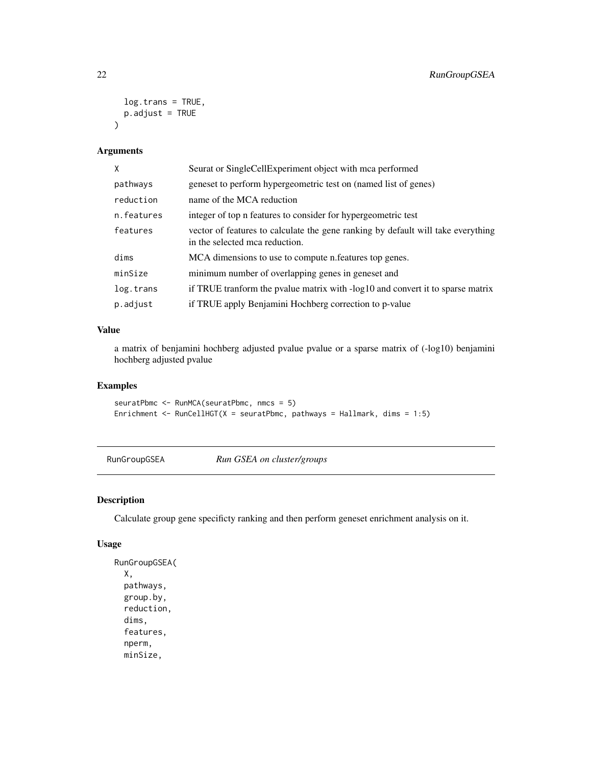```
  log.trans = TRUE,
  p.adjust = TRUE
)
```

### Arguments

| | |
|---|---|
| X | Seurat or SingleCellExperiment object with mca performed |
| pathways | geneset to perform hypergeometric test on (named list of genes) |
| reduction | name of the MCA reduction |
| n.features | integer of top n features to consider for hypergeometric test |
| features | vector of features to calculate the gene ranking by default will take everything in the selected mca reduction. |
| dims | MCA dimensions to use to compute n.features top genes. |
| minSize | minimum number of overlapping genes in geneset and |
| log.trans | if TRUE tranform the pvalue matrix with -log10 and convert it to sparse matrix |
| p.adjust | if TRUE apply Benjamini Hochberg correction to p-value |

### Value

a matrix of benjamini hochberg adjusted pvalue pvalue or a sparse matrix of (-log10) benjamini hochberg adjusted pvalue

### Examples

```
seuratPbmc <- RunMCA(seuratPbmc, nmcs = 5)
Enrichment <- RunCellHGT(X = seuratPbmc, pathways = Hallmark, dims = 1:5)
```

---

## RunGroupGSEA *Run GSEA on cluster/groups*

### Description

Calculate group gene specificty ranking and then perform geneset enrichment analysis on it.

### Usage

```
RunGroupGSEA(
  X,
  pathways,
  group.by,
  reduction,
  dims,
  features,
  nperm,
  minSize,
```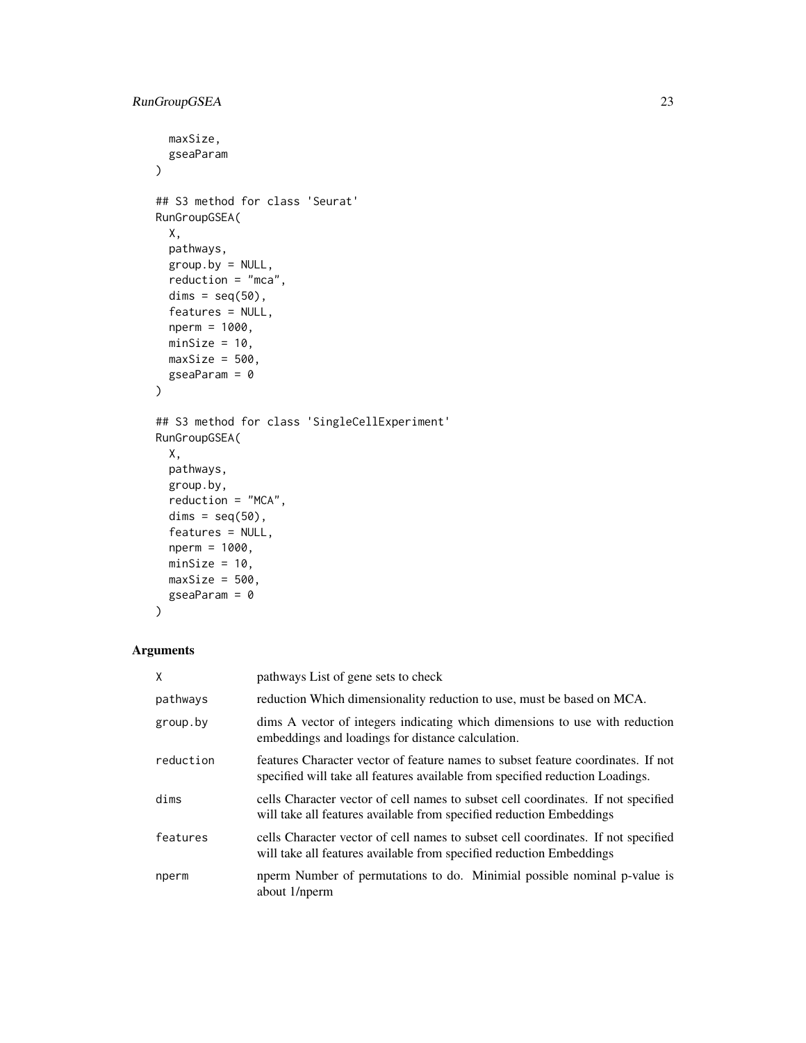```
  maxSize,
  gseaParam
)

## S3 method for class 'Seurat'
RunGroupGSEA(
  X,
  pathways,
  group.by = NULL,
  reduction = "mca",
  dims = seq(50),
  features = NULL,
  nperm = 1000,
  minSize = 10,
  maxSize = 500,
  gseaParam = 0
)

## S3 method for class 'SingleCellExperiment'
RunGroupGSEA(
  X,
  pathways,
  group.by,
  reduction = "MCA",
  dims = seq(50),
  features = NULL,
  nperm = 1000,
  minSize = 10,
  maxSize = 500,
  gseaParam = 0
)
```

## Arguments

| | |
|---|---|
| X | pathways List of gene sets to check |
| pathways | reduction Which dimensionality reduction to use, must be based on MCA. |
| group.by | dims A vector of integers indicating which dimensions to use with reduction embeddings and loadings for distance calculation. |
| reduction | features Character vector of feature names to subset feature coordinates. If not specified will take all features available from specified reduction Loadings. |
| dims | cells Character vector of cell names to subset cell coordinates. If not specified will take all features available from specified reduction Embeddings |
| features | cells Character vector of cell names to subset cell coordinates. If not specified will take all features available from specified reduction Embeddings |
| nperm | nperm Number of permutations to do. Minimial possible nominal p-value is about 1/nperm |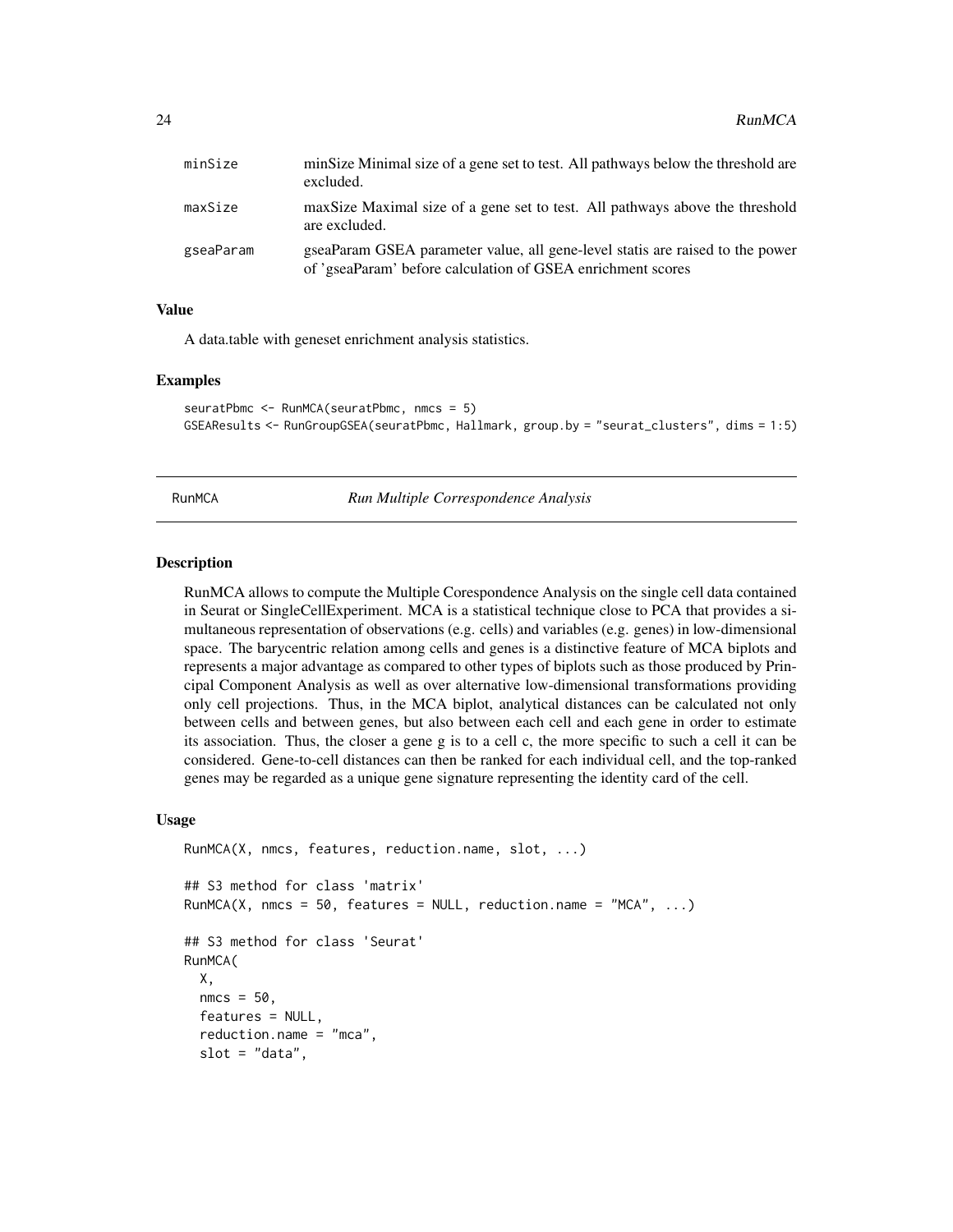| | |
|---|---|
| minSize | minSize Minimal size of a gene set to test. All pathways below the threshold are excluded. |
| maxSize | maxSize Maximal size of a gene set to test. All pathways above the threshold are excluded. |
| gseaParam | gseaParam GSEA parameter value, all gene-level statis are raised to the power of 'gseaParam' before calculation of GSEA enrichment scores |

### Value

A data.table with geneset enrichment analysis statistics.

### Examples

```
seuratPbmc <- RunMCA(seuratPbmc, nmcs = 5)
GSEAResults <- RunGroupGSEA(seuratPbmc, Hallmark, group.by = "seurat_clusters", dims = 1:5)
```

---

## RunMCA — *Run Multiple Correspondence Analysis*

---

### Description

RunMCA allows to compute the Multiple Corespondence Analysis on the single cell data contained in Seurat or SingleCellExperiment. MCA is a statistical technique close to PCA that provides a simultaneous representation of observations (e.g. cells) and variables (e.g. genes) in low-dimensional space. The barycentric relation among cells and genes is a distinctive feature of MCA biplots and represents a major advantage as compared to other types of biplots such as those produced by Principal Component Analysis as well as over alternative low-dimensional transformations providing only cell projections. Thus, in the MCA biplot, analytical distances can be calculated not only between cells and between genes, but also between each cell and each gene in order to estimate its association. Thus, the closer a gene g is to a cell c, the more specific to such a cell it can be considered. Gene-to-cell distances can then be ranked for each individual cell, and the top-ranked genes may be regarded as a unique gene signature representing the identity card of the cell.

### Usage

```
RunMCA(X, nmcs, features, reduction.name, slot, ...)

## S3 method for class 'matrix'
RunMCA(X, nmcs = 50, features = NULL, reduction.name = "MCA", ...)

## S3 method for class 'Seurat'
RunMCA(
  X,
  nmcs = 50,
  features = NULL,
  reduction.name = "mca",
  slot = "data",
```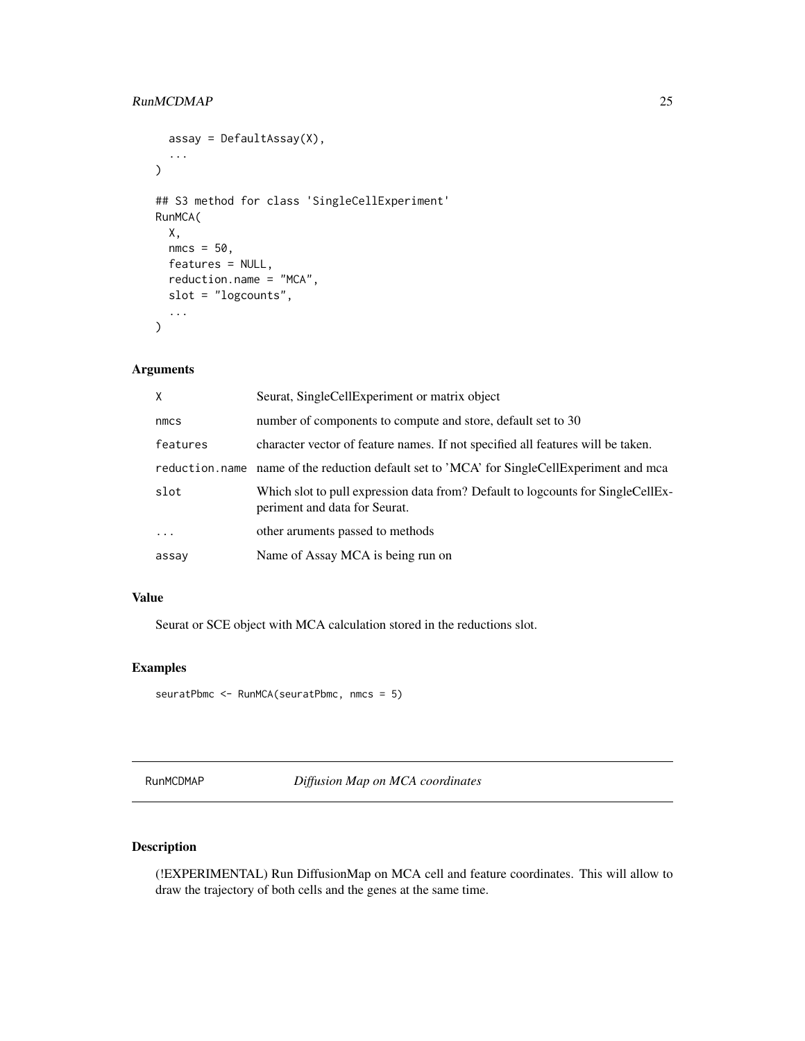```
  assay = DefaultAssay(X),
  ...
)

## S3 method for class 'SingleCellExperiment'
RunMCA(
  X,
  nmcs = 50,
  features = NULL,
  reduction.name = "MCA",
  slot = "logcounts",
  ...
)
```

### Arguments

| | |
|---|---|
| X | Seurat, SingleCellExperiment or matrix object |
| nmcs | number of components to compute and store, default set to 30 |
| features | character vector of feature names. If not specified all features will be taken. |
| reduction.name | name of the reduction default set to 'MCA' for SingleCellExperiment and mca |
| slot | Which slot to pull expression data from? Default to logcounts for SingleCellExperiment and data for Seurat. |
| ... | other aruments passed to methods |
| assay | Name of Assay MCA is being run on |

### Value

Seurat or SCE object with MCA calculation stored in the reductions slot.

### Examples

```
seuratPbmc <- RunMCA(seuratPbmc, nmcs = 5)
```

---

## RunMCDMAP *Diffusion Map on MCA coordinates*

---

### Description

(!EXPERIMENTAL) Run DiffusionMap on MCA cell and feature coordinates. This will allow to draw the trajectory of both cells and the genes at the same time.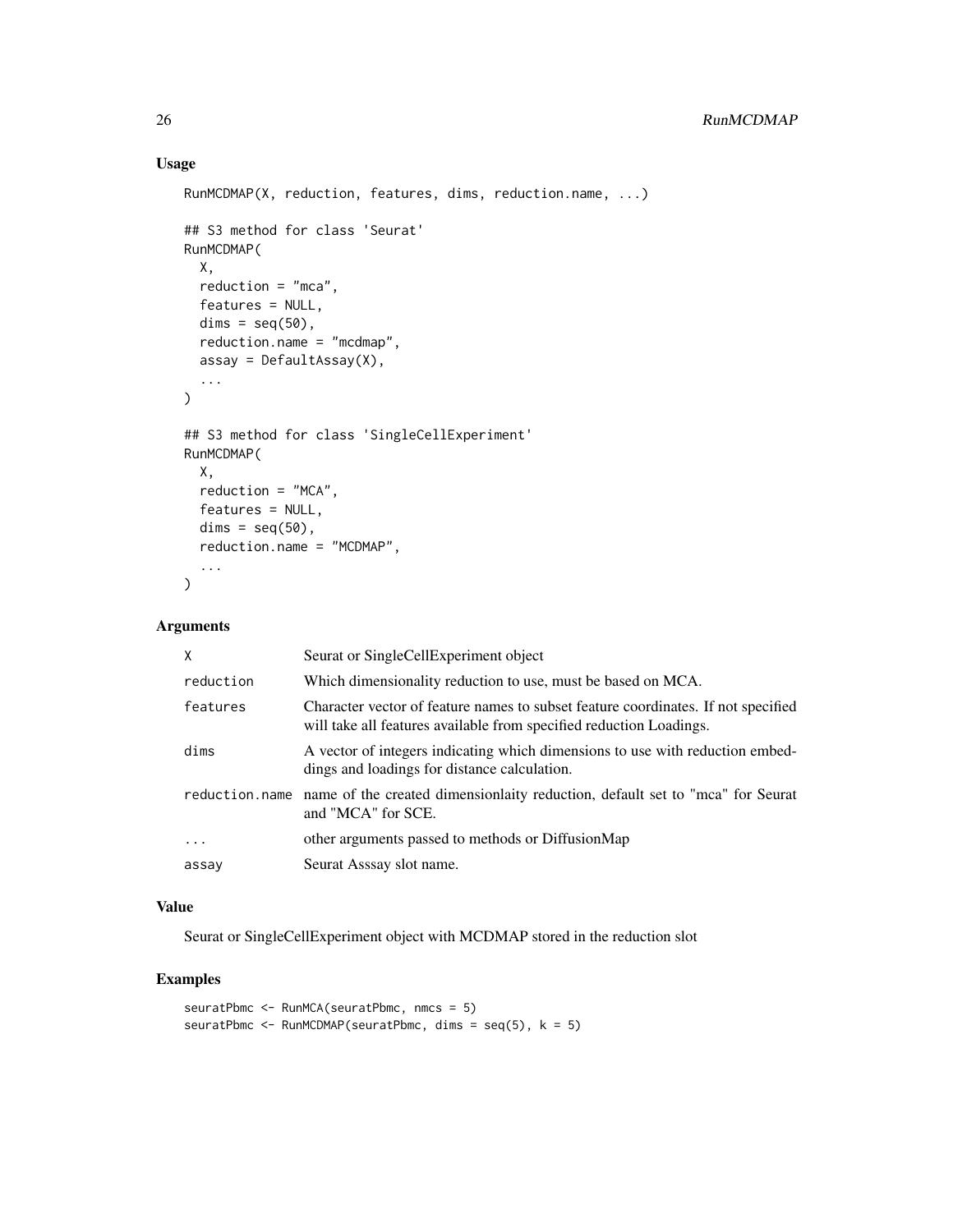### Usage

```
RunMCDMAP(X, reduction, features, dims, reduction.name, ...)

## S3 method for class 'Seurat'
RunMCDMAP(
  X,
  reduction = "mca",
  features = NULL,
  dims = seq(50),
  reduction.name = "mcdmap",
  assay = DefaultAssay(X),
  ...
)

## S3 method for class 'SingleCellExperiment'
RunMCDMAP(
  X,
  reduction = "MCA",
  features = NULL,
  dims = seq(50),
  reduction.name = "MCDMAP",
  ...
)
```

### Arguments

| | |
|---|---|
| X | Seurat or SingleCellExperiment object |
| reduction | Which dimensionality reduction to use, must be based on MCA. |
| features | Character vector of feature names to subset feature coordinates. If not specified will take all features available from specified reduction Loadings. |
| dims | A vector of integers indicating which dimensions to use with reduction embeddings and loadings for distance calculation. |
| reduction.name | name of the created dimensionlaity reduction, default set to "mca" for Seurat and "MCA" for SCE. |
| ... | other arguments passed to methods or DiffusionMap |
| assay | Seurat Asssay slot name. |

### Value

Seurat or SingleCellExperiment object with MCDMAP stored in the reduction slot

### Examples

```
seuratPbmc <- RunMCA(seuratPbmc, nmcs = 5)
seuratPbmc <- RunMCDMAP(seuratPbmc, dims = seq(5), k = 5)
```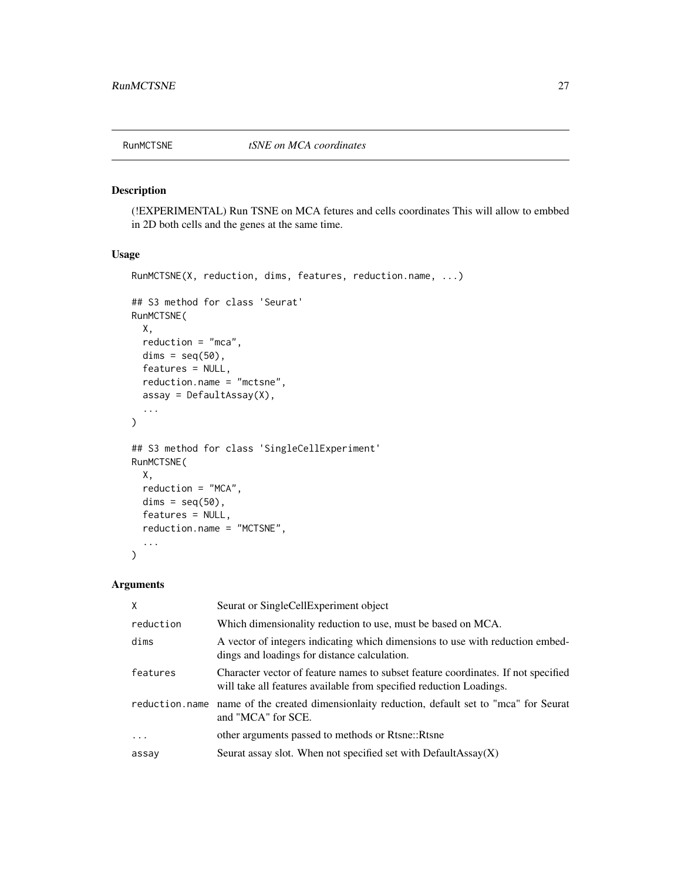## RunMCTSNE *tSNE on MCA coordinates*

### Description

(!EXPERIMENTAL) Run TSNE on MCA fetures and cells coordinates This will allow to embbed in 2D both cells and the genes at the same time.

### Usage

```
RunMCTSNE(X, reduction, dims, features, reduction.name, ...)

## S3 method for class 'Seurat'
RunMCTSNE(
  X,
  reduction = "mca",
  dims = seq(50),
  features = NULL,
  reduction.name = "mctsne",
  assay = DefaultAssay(X),
  ...
)

## S3 method for class 'SingleCellExperiment'
RunMCTSNE(
  X,
  reduction = "MCA",
  dims = seq(50),
  features = NULL,
  reduction.name = "MCTSNE",
  ...
)
```

### Arguments

| | |
|---|---|
| X | Seurat or SingleCellExperiment object |
| reduction | Which dimensionality reduction to use, must be based on MCA. |
| dims | A vector of integers indicating which dimensions to use with reduction embeddings and loadings for distance calculation. |
| features | Character vector of feature names to subset feature coordinates. If not specified will take all features available from specified reduction Loadings. |
| reduction.name | name of the created dimensionlaity reduction, default set to "mca" for Seurat and "MCA" for SCE. |
| ... | other arguments passed to methods or Rtsne::Rtsne |
| assay | Seurat assay slot. When not specified set with DefaultAssay(X) |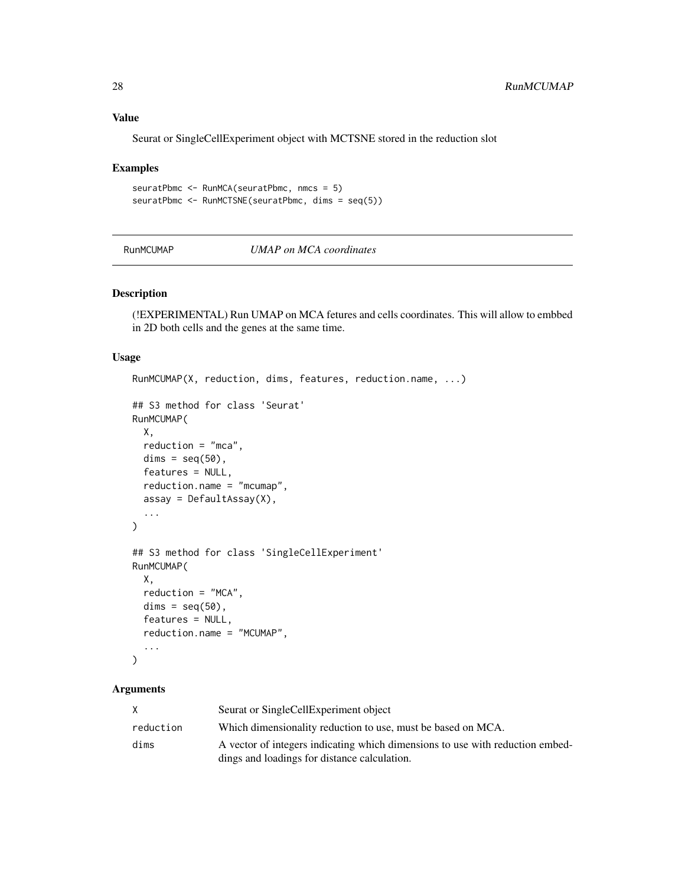### Value

Seurat or SingleCellExperiment object with MCTSNE stored in the reduction slot

### Examples

```
seuratPbmc <- RunMCA(seuratPbmc, nmcs = 5)
seuratPbmc <- RunMCTSNE(seuratPbmc, dims = seq(5))
```

---

## RunMCUMAP *UMAP on MCA coordinates*

---

### Description

(!EXPERIMENTAL) Run UMAP on MCA fetures and cells coordinates. This will allow to embbed in 2D both cells and the genes at the same time.

### Usage

```
RunMCUMAP(X, reduction, dims, features, reduction.name, ...)

## S3 method for class 'Seurat'
RunMCUMAP(
  X,
  reduction = "mca",
  dims = seq(50),
  features = NULL,
  reduction.name = "mcumap",
  assay = DefaultAssay(X),
  ...
)

## S3 method for class 'SingleCellExperiment'
RunMCUMAP(
  X,
  reduction = "MCA",
  dims = seq(50),
  features = NULL,
  reduction.name = "MCUMAP",
  ...
)
```

### Arguments

| | |
|---|---|
| X | Seurat or SingleCellExperiment object |
| reduction | Which dimensionality reduction to use, must be based on MCA. |
| dims | A vector of integers indicating which dimensions to use with reduction embeddings and loadings for distance calculation. |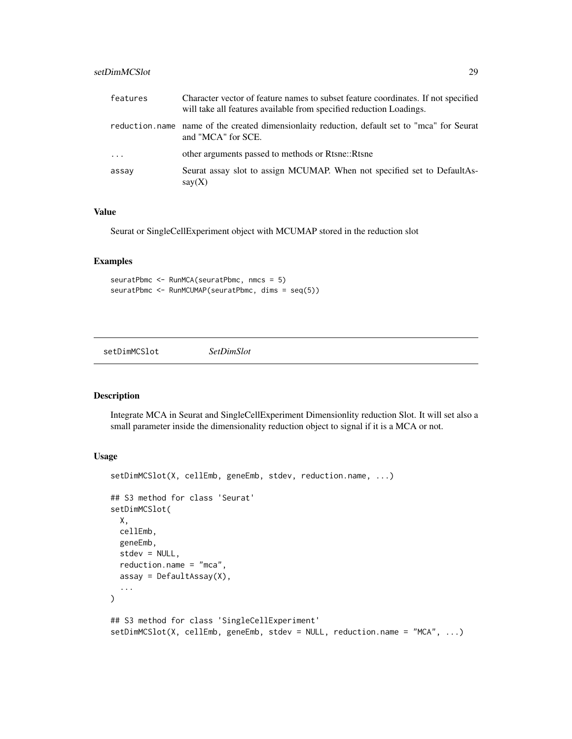| | |
|---|---|
| features | Character vector of feature names to subset feature coordinates. If not specified will take all features available from specified reduction Loadings. |
| reduction.name | name of the created dimensionlaity reduction, default set to "mca" for Seurat and "MCA" for SCE. |
| ... | other arguments passed to methods or Rtsne::Rtsne |
| assay | Seurat assay slot to assign MCUMAP. When not specified set to DefaultAssay(X) |

## Value

Seurat or SingleCellExperiment object with MCUMAP stored in the reduction slot

## Examples

```
seuratPbmc <- RunMCA(seuratPbmc, nmcs = 5)
seuratPbmc <- RunMCUMAP(seuratPbmc, dims = seq(5))
```

---

# setDimMCSlot *SetDimSlot*

## Description

Integrate MCA in Seurat and SingleCellExperiment Dimensionlity reduction Slot. It will set also a small parameter inside the dimensionality reduction object to signal if it is a MCA or not.

## Usage

```
setDimMCSlot(X, cellEmb, geneEmb, stdev, reduction.name, ...)

## S3 method for class 'Seurat'
setDimMCSlot(
  X,
  cellEmb,
  geneEmb,
  stdev = NULL,
  reduction.name = "mca",
  assay = DefaultAssay(X),
  ...
)

## S3 method for class 'SingleCellExperiment'
setDimMCSlot(X, cellEmb, geneEmb, stdev = NULL, reduction.name = "MCA", ...)
```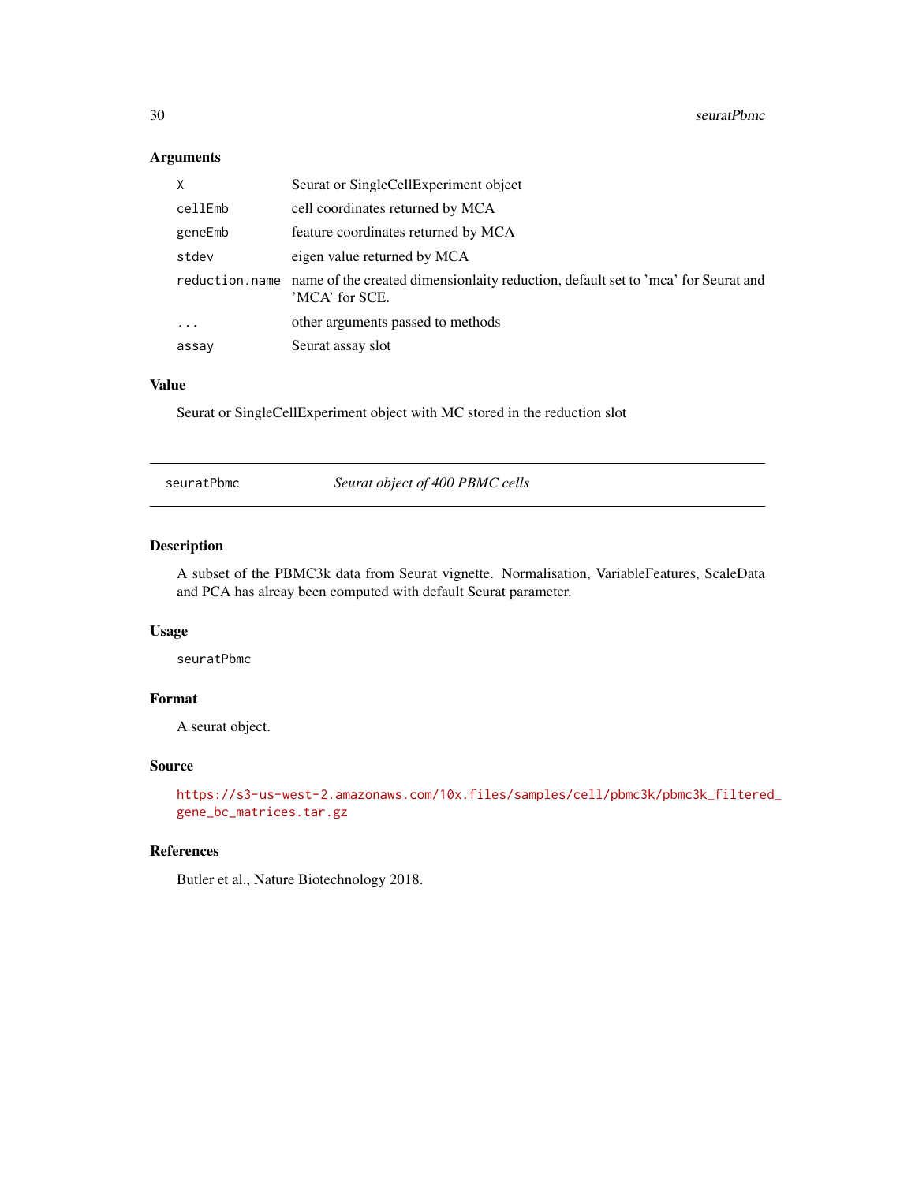### Arguments

| | |
|---|---|
| `X` | Seurat or SingleCellExperiment object |
| `cellEmb` | cell coordinates returned by MCA |
| `geneEmb` | feature coordinates returned by MCA |
| `stdev` | eigen value returned by MCA |
| `reduction.name` | name of the created dimensionlaity reduction, default set to 'mca' for Seurat and 'MCA' for SCE. |
| `...` | other arguments passed to methods |
| `assay` | Seurat assay slot |

### Value

Seurat or SingleCellExperiment object with MC stored in the reduction slot

---

## seuratPbmc &nbsp;&nbsp;&nbsp;&nbsp; *Seurat object of 400 PBMC cells*

---

### Description

A subset of the PBMC3k data from Seurat vignette. Normalisation, VariableFeatures, ScaleData and PCA has alreay been computed with default Seurat parameter.

### Usage

```
seuratPbmc
```

### Format

A seurat object.

### Source

https://s3-us-west-2.amazonaws.com/10x.files/samples/cell/pbmc3k/pbmc3k_filtered_gene_bc_matrices.tar.gz

### References

Butler et al., Nature Biotechnology 2018.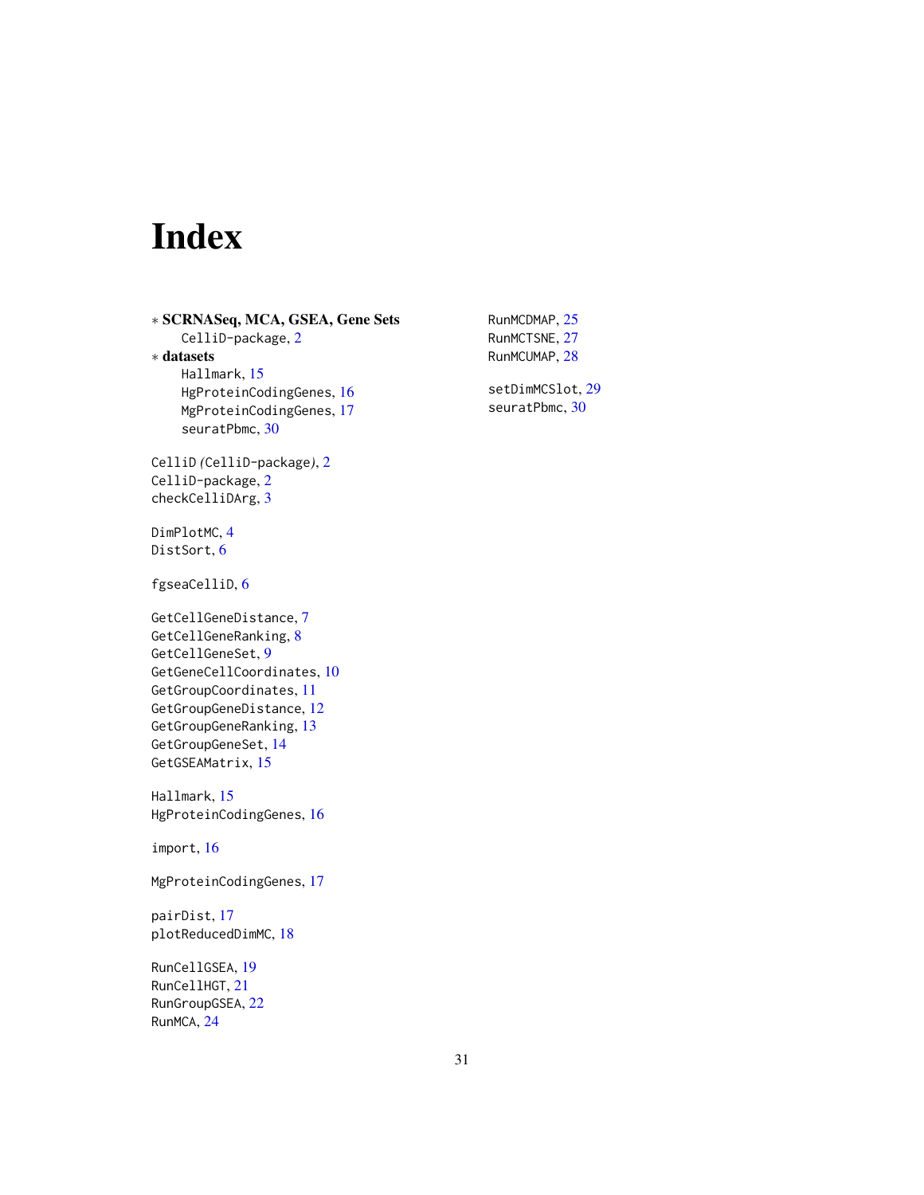# Index

∗ **SCRNASeq, MCA, GSEA, Gene Sets**
    CelliD-package, 2

∗ **datasets**
    Hallmark, 15
    HgProteinCodingGenes, 16
    MgProteinCodingGenes, 17
    seuratPbmc, 30

CelliD (CelliD-package), 2
CelliD-package, 2
checkCelliDArg, 3

DimPlotMC, 4
DistSort, 6

fgseaCelliD, 6

GetCellGeneDistance, 7
GetCellGeneRanking, 8
GetCellGeneSet, 9
GetGeneCellCoordinates, 10
GetGroupCoordinates, 11
GetGroupGeneDistance, 12
GetGroupGeneRanking, 13
GetGroupGeneSet, 14
GetGSEAMatrix, 15

Hallmark, 15
HgProteinCodingGenes, 16

import, 16

MgProteinCodingGenes, 17

pairDist, 17
plotReducedDimMC, 18

RunCellGSEA, 19
RunCellHGT, 21
RunGroupGSEA, 22
RunMCA, 24
RunMCDMAP, 25
RunMCTSNE, 27
RunMCUMAP, 28

setDimMCSlot, 29
seuratPbmc, 30